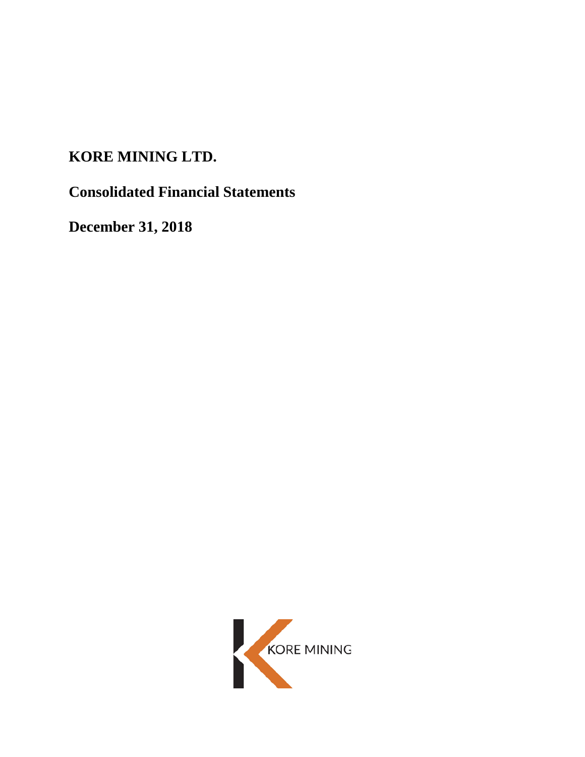# KORE MINING LTD.

## Consolidated Financial Statements

## December 31, 2018

KORE MINING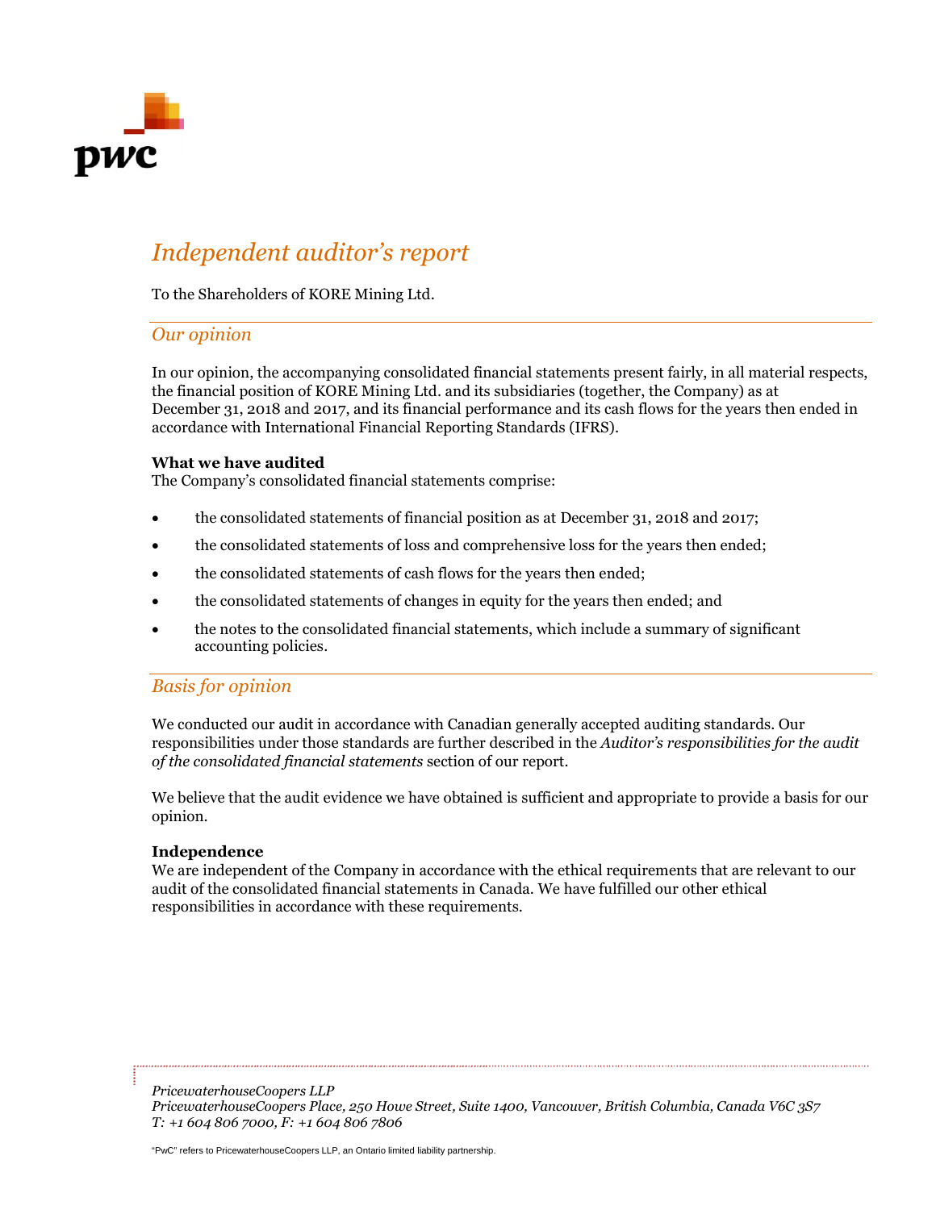# *Independent auditor's report*

To the Shareholders of KORE Mining Ltd.

## *Our opinion*

In our opinion, the accompanying consolidated financial statements present fairly, in all material respects, the financial position of KORE Mining Ltd. and its subsidiaries (together, the Company) as at December 31, 2018 and 2017, and its financial performance and its cash flows for the years then ended in accordance with International Financial Reporting Standards (IFRS).

**What we have audited**

The Company's consolidated financial statements comprise:

- the consolidated statements of financial position as at December 31, 2018 and 2017;
- the consolidated statements of loss and comprehensive loss for the years then ended;
- the consolidated statements of cash flows for the years then ended;
- the consolidated statements of changes in equity for the years then ended; and
- the notes to the consolidated financial statements, which include a summary of significant accounting policies.

## *Basis for opinion*

We conducted our audit in accordance with Canadian generally accepted auditing standards. Our responsibilities under those standards are further described in the *Auditor's responsibilities for the audit of the consolidated financial statements* section of our report.

We believe that the audit evidence we have obtained is sufficient and appropriate to provide a basis for our opinion.

**Independence**

We are independent of the Company in accordance with the ethical requirements that are relevant to our audit of the consolidated financial statements in Canada. We have fulfilled our other ethical responsibilities in accordance with these requirements.

*PricewaterhouseCoopers LLP*
*PricewaterhouseCoopers Place, 250 Howe Street, Suite 1400, Vancouver, British Columbia, Canada V6C 3S7*
*T: +1 604 806 7000, F: +1 604 806 7806*

"PwC" refers to PricewaterhouseCoopers LLP, an Ontario limited liability partnership.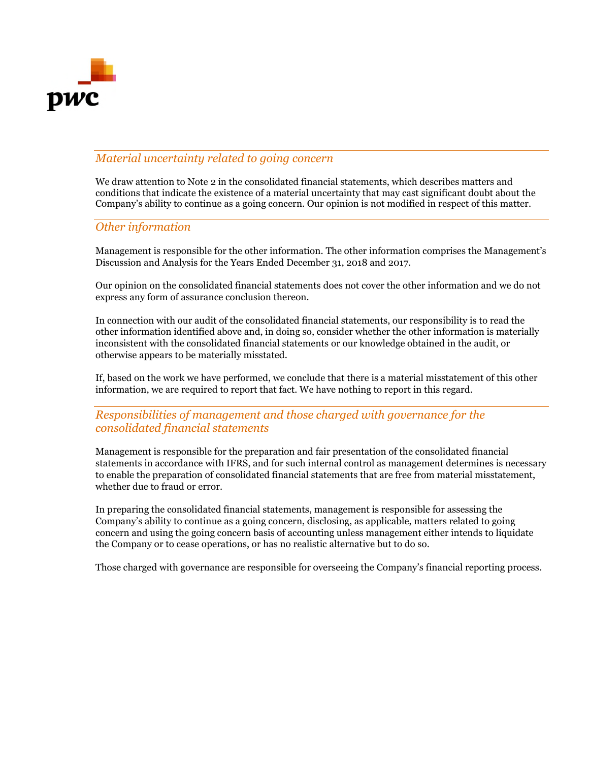## Material uncertainty related to going concern

We draw attention to Note 2 in the consolidated financial statements, which describes matters and conditions that indicate the existence of a material uncertainty that may cast significant doubt about the Company's ability to continue as a going concern. Our opinion is not modified in respect of this matter.

## Other information

Management is responsible for the other information. The other information comprises the Management's Discussion and Analysis for the Years Ended December 31, 2018 and 2017.

Our opinion on the consolidated financial statements does not cover the other information and we do not express any form of assurance conclusion thereon.

In connection with our audit of the consolidated financial statements, our responsibility is to read the other information identified above and, in doing so, consider whether the other information is materially inconsistent with the consolidated financial statements or our knowledge obtained in the audit, or otherwise appears to be materially misstated.

If, based on the work we have performed, we conclude that there is a material misstatement of this other information, we are required to report that fact. We have nothing to report in this regard.

## Responsibilities of management and those charged with governance for the consolidated financial statements

Management is responsible for the preparation and fair presentation of the consolidated financial statements in accordance with IFRS, and for such internal control as management determines is necessary to enable the preparation of consolidated financial statements that are free from material misstatement, whether due to fraud or error.

In preparing the consolidated financial statements, management is responsible for assessing the Company's ability to continue as a going concern, disclosing, as applicable, matters related to going concern and using the going concern basis of accounting unless management either intends to liquidate the Company or to cease operations, or has no realistic alternative but to do so.

Those charged with governance are responsible for overseeing the Company's financial reporting process.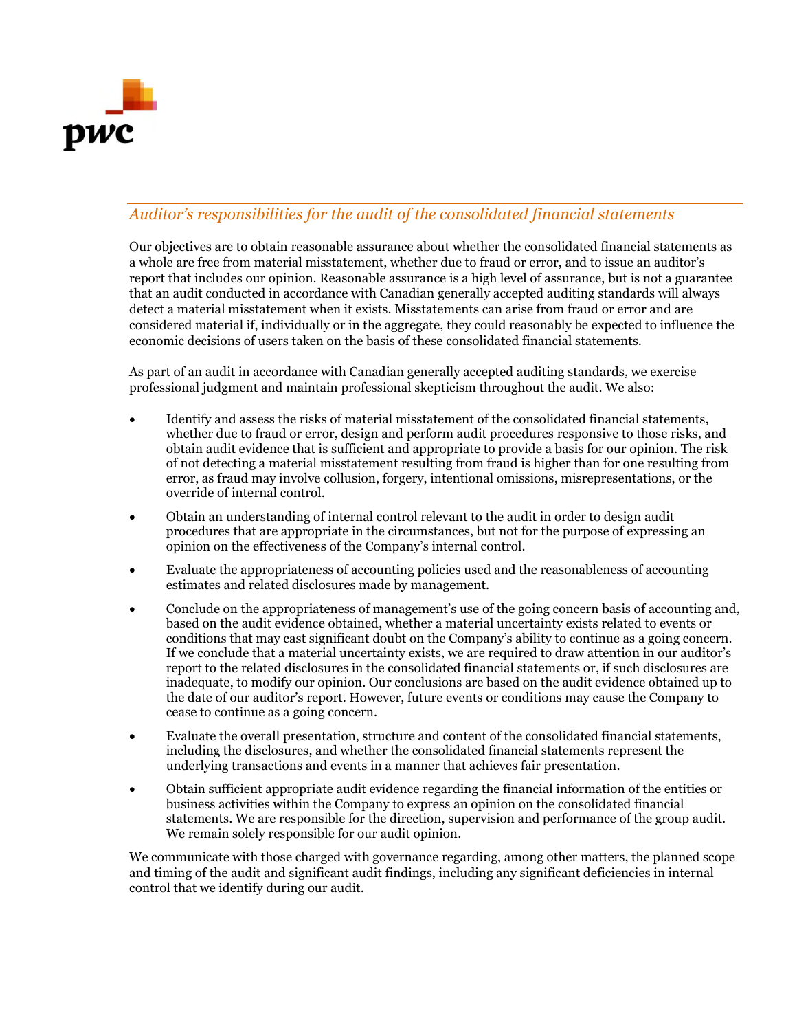## *Auditor's responsibilities for the audit of the consolidated financial statements*

Our objectives are to obtain reasonable assurance about whether the consolidated financial statements as a whole are free from material misstatement, whether due to fraud or error, and to issue an auditor's report that includes our opinion. Reasonable assurance is a high level of assurance, but is not a guarantee that an audit conducted in accordance with Canadian generally accepted auditing standards will always detect a material misstatement when it exists. Misstatements can arise from fraud or error and are considered material if, individually or in the aggregate, they could reasonably be expected to influence the economic decisions of users taken on the basis of these consolidated financial statements.

As part of an audit in accordance with Canadian generally accepted auditing standards, we exercise professional judgment and maintain professional skepticism throughout the audit. We also:

- Identify and assess the risks of material misstatement of the consolidated financial statements, whether due to fraud or error, design and perform audit procedures responsive to those risks, and obtain audit evidence that is sufficient and appropriate to provide a basis for our opinion. The risk of not detecting a material misstatement resulting from fraud is higher than for one resulting from error, as fraud may involve collusion, forgery, intentional omissions, misrepresentations, or the override of internal control.
- Obtain an understanding of internal control relevant to the audit in order to design audit procedures that are appropriate in the circumstances, but not for the purpose of expressing an opinion on the effectiveness of the Company's internal control.
- Evaluate the appropriateness of accounting policies used and the reasonableness of accounting estimates and related disclosures made by management.
- Conclude on the appropriateness of management's use of the going concern basis of accounting and, based on the audit evidence obtained, whether a material uncertainty exists related to events or conditions that may cast significant doubt on the Company's ability to continue as a going concern. If we conclude that a material uncertainty exists, we are required to draw attention in our auditor's report to the related disclosures in the consolidated financial statements or, if such disclosures are inadequate, to modify our opinion. Our conclusions are based on the audit evidence obtained up to the date of our auditor's report. However, future events or conditions may cause the Company to cease to continue as a going concern.
- Evaluate the overall presentation, structure and content of the consolidated financial statements, including the disclosures, and whether the consolidated financial statements represent the underlying transactions and events in a manner that achieves fair presentation.
- Obtain sufficient appropriate audit evidence regarding the financial information of the entities or business activities within the Company to express an opinion on the consolidated financial statements. We are responsible for the direction, supervision and performance of the group audit. We remain solely responsible for our audit opinion.

We communicate with those charged with governance regarding, among other matters, the planned scope and timing of the audit and significant audit findings, including any significant deficiencies in internal control that we identify during our audit.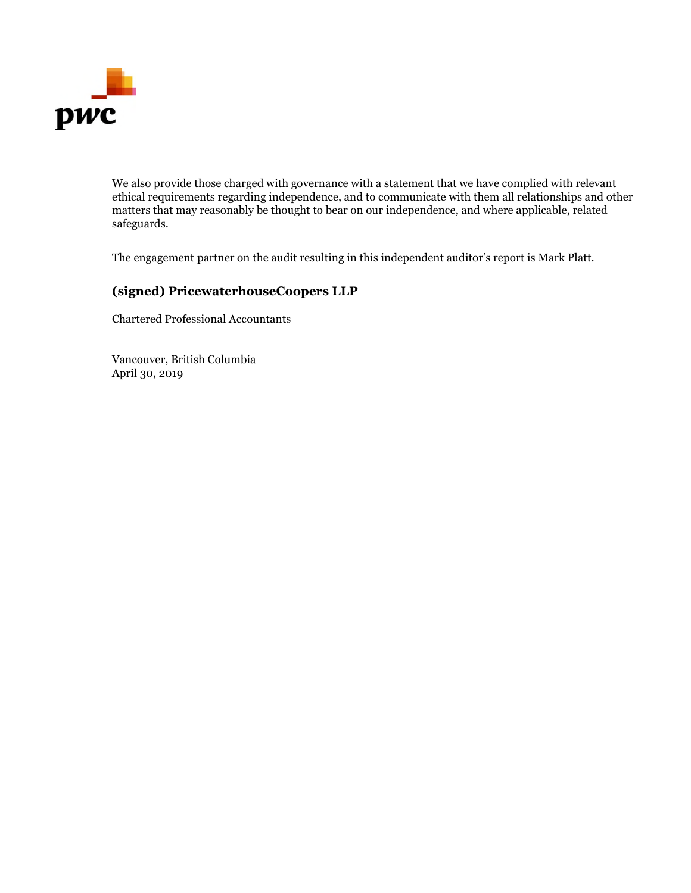We also provide those charged with governance with a statement that we have complied with relevant ethical requirements regarding independence, and to communicate with them all relationships and other matters that may reasonably be thought to bear on our independence, and where applicable, related safeguards.

The engagement partner on the audit resulting in this independent auditor's report is Mark Platt.

**(signed) PricewaterhouseCoopers LLP**

Chartered Professional Accountants

Vancouver, British Columbia
April 30, 2019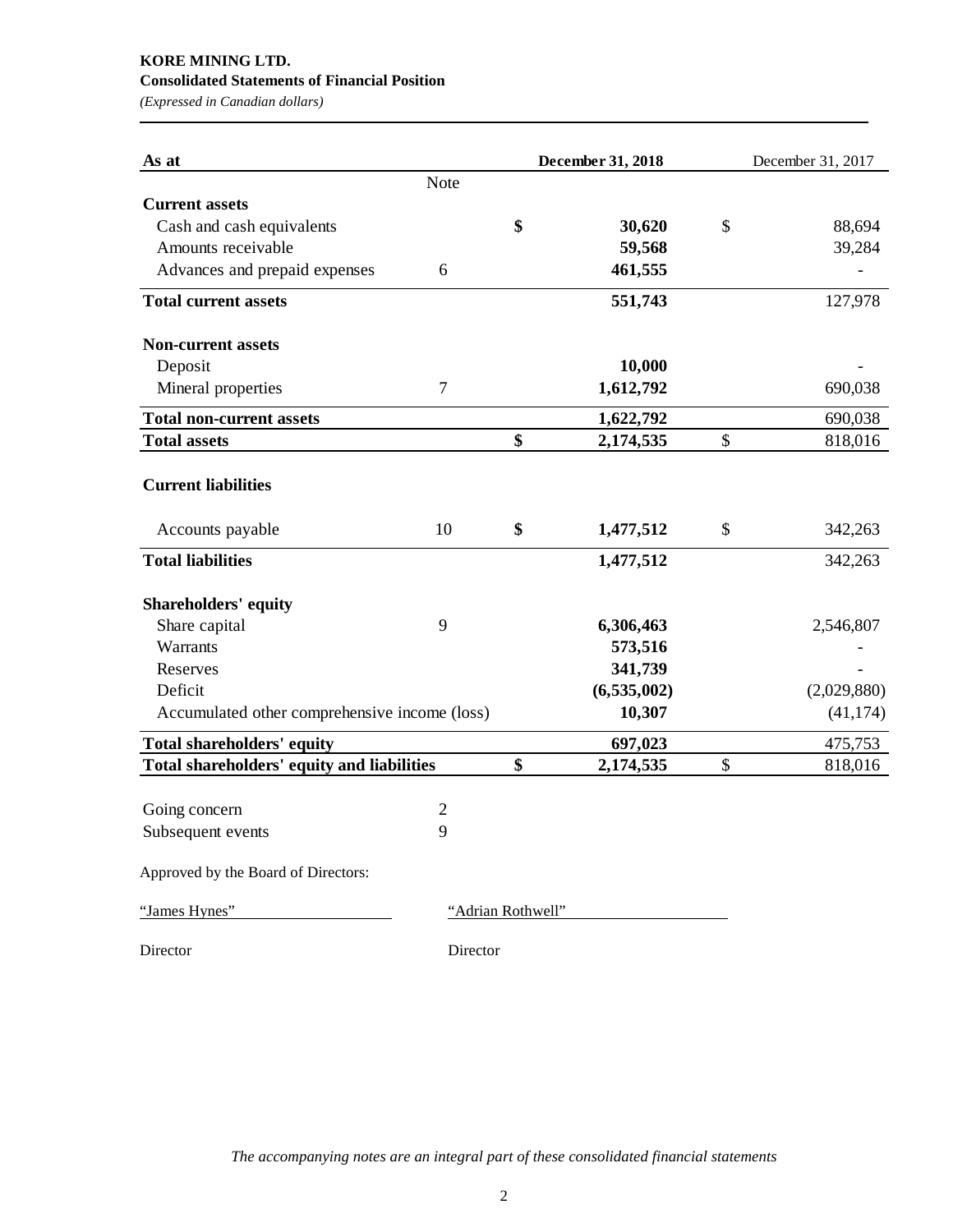**KORE MINING LTD.**
**Consolidated Statements of Financial Position**
*(Expressed in Canadian dollars)*

| As at | Note | December 31, 2018 | December 31, 2017 |
|---|---|---|---|
| **Current assets** | | | |
| Cash and cash equivalents | | **$ 30,620** | $ 88,694 |
| Amounts receivable | | **59,568** | 39,284 |
| Advances and prepaid expenses | 6 | **461,555** | - |
| **Total current assets** | | **551,743** | 127,978 |
| **Non-current assets** | | | |
| Deposit | | **10,000** | - |
| Mineral properties | 7 | **1,612,792** | 690,038 |
| **Total non-current assets** | | **1,622,792** | 690,038 |
| **Total assets** | | **$ 2,174,535** | $ 818,016 |
| **Current liabilities** | | | |
| Accounts payable | 10 | **$ 1,477,512** | $ 342,263 |
| **Total liabilities** | | **1,477,512** | 342,263 |
| **Shareholders' equity** | | | |
| Share capital | 9 | **6,306,463** | 2,546,807 |
| Warrants | | **573,516** | - |
| Reserves | | **341,739** | - |
| Deficit | | **(6,535,002)** | (2,029,880) |
| Accumulated other comprehensive income (loss) | | **10,307** | (41,174) |
| **Total shareholders' equity** | | **697,023** | 475,753 |
| **Total shareholders' equity and liabilities** | | **$ 2,174,535** | $ 818,016 |

Going concern 2
Subsequent events 9

Approved by the Board of Directors:

| "James Hynes" | "Adrian Rothwell" |
|---|---|
| Director | Director |

*The accompanying notes are an integral part of these consolidated financial statements*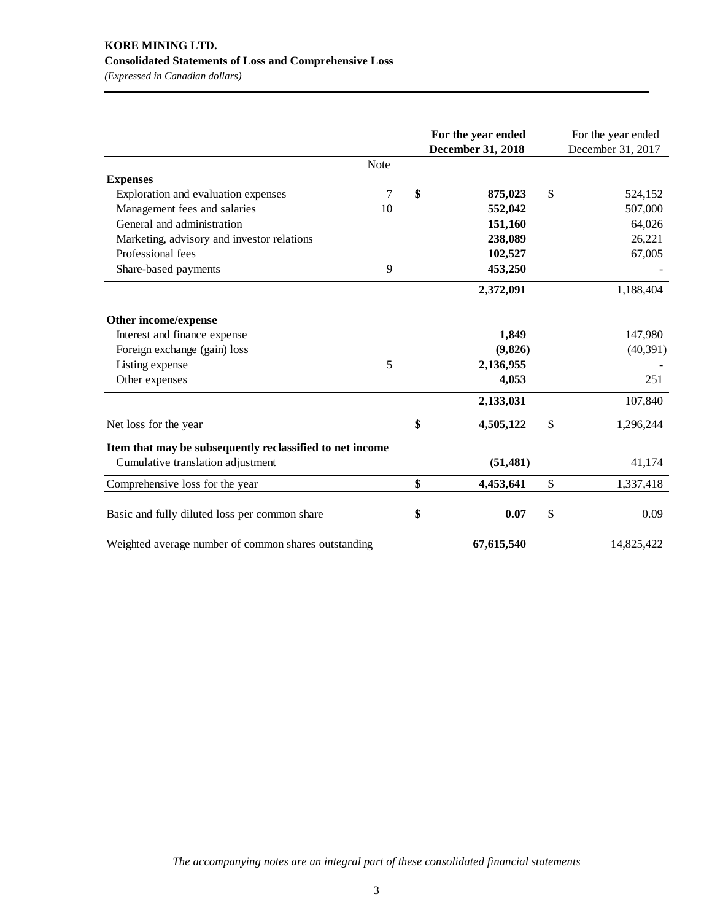**KORE MINING LTD.**
**Consolidated Statements of Loss and Comprehensive Loss**
*(Expressed in Canadian dollars)*

| | Note | For the year ended December 31, 2018 | For the year ended December 31, 2017 |
|---|---|---|---|
| **Expenses** | | | |
| Exploration and evaluation expenses | 7 | **$ 875,023** | $ 524,152 |
| Management fees and salaries | 10 | **552,042** | 507,000 |
| General and administration | | **151,160** | 64,026 |
| Marketing, advisory and investor relations | | **238,089** | 26,221 |
| Professional fees | | **102,527** | 67,005 |
| Share-based payments | 9 | **453,250** | - |
| | | **2,372,091** | 1,188,404 |
| **Other income/expense** | | | |
| Interest and finance expense | | **1,849** | 147,980 |
| Foreign exchange (gain) loss | | **(9,826)** | (40,391) |
| Listing expense | 5 | **2,136,955** | - |
| Other expenses | | **4,053** | 251 |
| | | **2,133,031** | 107,840 |
| Net loss for the year | | **$ 4,505,122** | $ 1,296,244 |
| **Item that may be subsequently reclassified to net income** | | | |
| Cumulative translation adjustment | | **(51,481)** | 41,174 |
| Comprehensive loss for the year | | **$ 4,453,641** | $ 1,337,418 |
| Basic and fully diluted loss per common share | | **$ 0.07** | $ 0.09 |
| Weighted average number of common shares outstanding | | **67,615,540** | 14,825,422 |

*The accompanying notes are an integral part of these consolidated financial statements*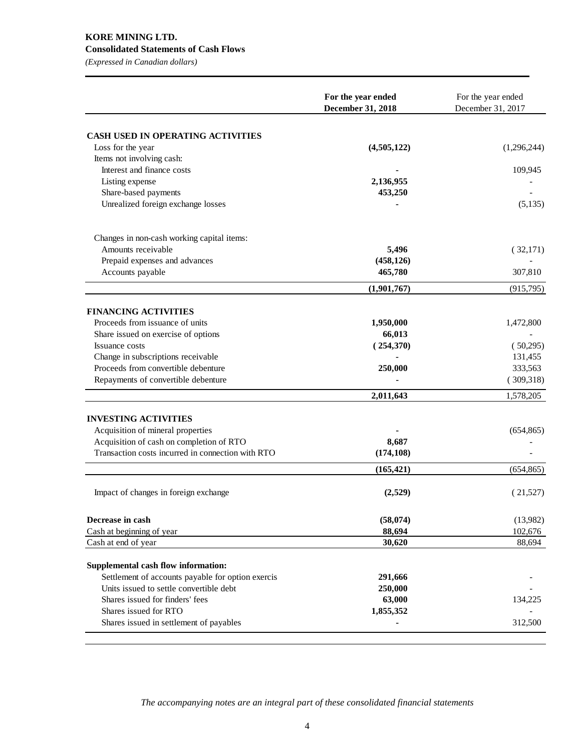**KORE MINING LTD.**
**Consolidated Statements of Cash Flows**
*(Expressed in Canadian dollars)*

| | For the year ended December 31, 2018 | For the year ended December 31, 2017 |
|---|---|---|
| **CASH USED IN OPERATING ACTIVITIES** | | |
| Loss for the year | **(4,505,122)** | (1,296,244) |
| Items not involving cash: | | |
| Interest and finance costs | **-** | 109,945 |
| Listing expense | **2,136,955** | - |
| Share-based payments | **453,250** | - |
| Unrealized foreign exchange losses | **-** | (5,135) |
| Changes in non-cash working capital items: | | |
| Amounts receivable | **5,496** | ( 32,171) |
| Prepaid expenses and advances | **(458,126)** | - |
| Accounts payable | **465,780** | 307,810 |
| | **(1,901,767)** | (915,795) |
| **FINANCING ACTIVITIES** | | |
| Proceeds from issuance of units | **1,950,000** | 1,472,800 |
| Share issued on exercise of options | **66,013** | - |
| Issuance costs | **( 254,370)** | ( 50,295) |
| Change in subscriptions receivable | **-** | 131,455 |
| Proceeds from convertible debenture | **250,000** | 333,563 |
| Repayments of convertible debenture | **-** | ( 309,318) |
| | **2,011,643** | 1,578,205 |
| **INVESTING ACTIVITIES** | | |
| Acquisition of mineral properties | **-** | (654,865) |
| Acquisition of cash on completion of RTO | **8,687** | - |
| Transaction costs incurred in connection with RTO | **(174,108)** | - |
| | **(165,421)** | (654,865) |
| Impact of changes in foreign exchange | **(2,529)** | ( 21,527) |
| **Decrease in cash** | **(58,074)** | (13,982) |
| Cash at beginning of year | **88,694** | 102,676 |
| Cash at end of year | **30,620** | 88,694 |
| **Supplemental cash flow information:** | | |
| Settlement of accounts payable for option exercis | **291,666** | - |
| Units issued to settle convertible debt | **250,000** | - |
| Shares issued for finders' fees | **63,000** | 134,225 |
| Shares issued for RTO | **1,855,352** | - |
| Shares issued in settlement of payables | **-** | 312,500 |

*The accompanying notes are an integral part of these consolidated financial statements*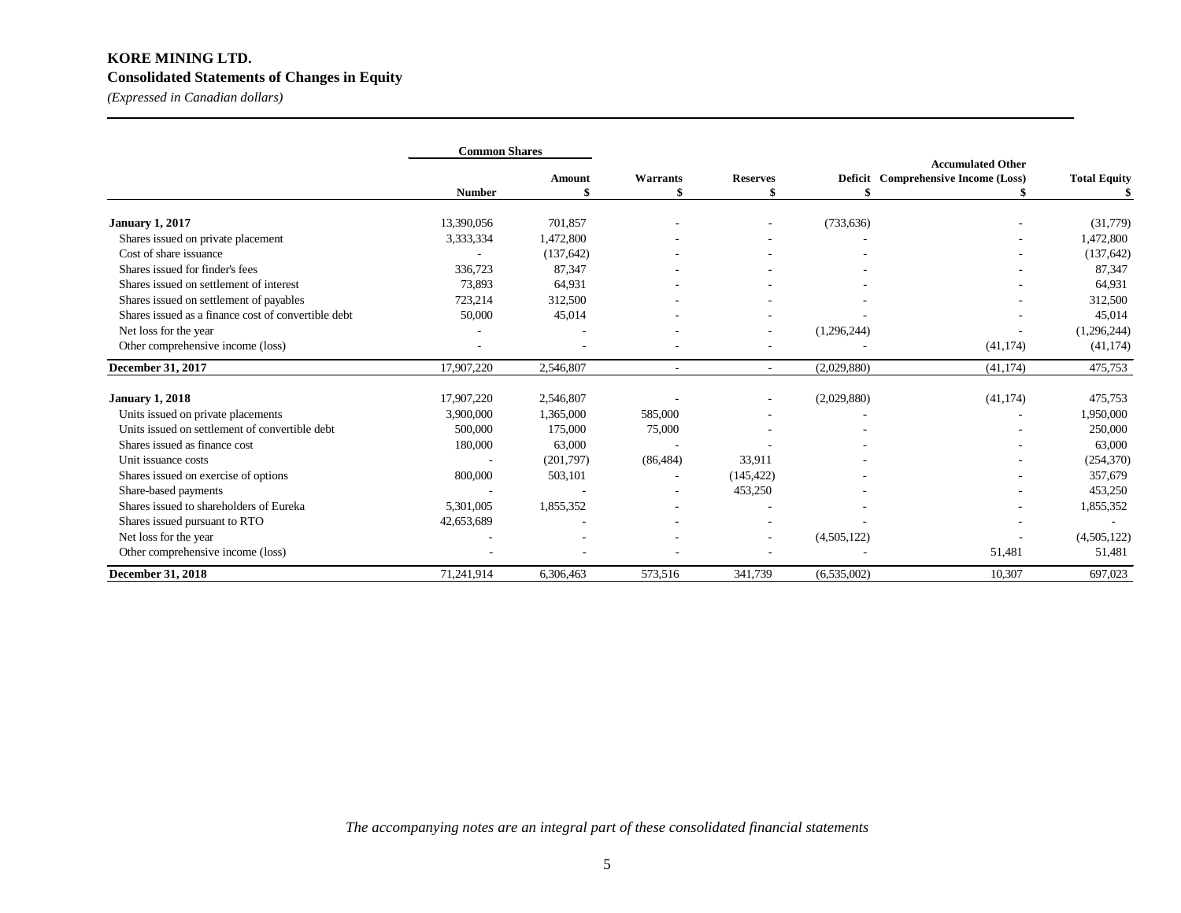**KORE MINING LTD.**
**Consolidated Statements of Changes in Equity**
*(Expressed in Canadian dollars)*

| | Common Shares | | | | | | |
|---|---|---|---|---|---|---|---|
| | Number | Amount<br>$ | Warrants<br>$ | Reserves<br>$ | Deficit<br>$ | Accumulated Other Comprehensive Income (Loss)<br>$ | Total Equity<br>$ |
| **January 1, 2017** | 13,390,056 | 701,857 | - | - | (733,636) | - | (31,779) |
| Shares issued on private placement | 3,333,334 | 1,472,800 | - | - | - | - | 1,472,800 |
| Cost of share issuance | - | (137,642) | - | - | - | - | (137,642) |
| Shares issued for finder's fees | 336,723 | 87,347 | - | - | - | - | 87,347 |
| Shares issued on settlement of interest | 73,893 | 64,931 | - | - | - | - | 64,931 |
| Shares issued on settlement of payables | 723,214 | 312,500 | - | - | - | - | 312,500 |
| Shares issued as a finance cost of convertible debt | 50,000 | 45,014 | - | - | - | - | 45,014 |
| Net loss for the year | - | - | - | - | (1,296,244) | - | (1,296,244) |
| Other comprehensive income (loss) | - | - | - | - | - | (41,174) | (41,174) |
| **December 31, 2017** | 17,907,220 | 2,546,807 | - | - | (2,029,880) | (41,174) | 475,753 |
| **January 1, 2018** | 17,907,220 | 2,546,807 | - | - | (2,029,880) | (41,174) | 475,753 |
| Units issued on private placements | 3,900,000 | 1,365,000 | 585,000 | - | - | - | 1,950,000 |
| Units issued on settlement of convertible debt | 500,000 | 175,000 | 75,000 | - | - | - | 250,000 |
| Shares issued as finance cost | 180,000 | 63,000 | - | - | - | - | 63,000 |
| Unit issuance costs | - | (201,797) | (86,484) | 33,911 | - | - | (254,370) |
| Shares issued on exercise of options | 800,000 | 503,101 | - | (145,422) | - | - | 357,679 |
| Share-based payments | - | - | - | 453,250 | - | - | 453,250 |
| Shares issued to shareholders of Eureka | 5,301,005 | 1,855,352 | - | - | - | - | 1,855,352 |
| Shares issued pursuant to RTO | 42,653,689 | - | - | - | - | - | - |
| Net loss for the year | - | - | - | - | (4,505,122) | - | (4,505,122) |
| Other comprehensive income (loss) | - | - | - | - | - | 51,481 | 51,481 |
| **December 31, 2018** | 71,241,914 | 6,306,463 | 573,516 | 341,739 | (6,535,002) | 10,307 | 697,023 |

*The accompanying notes are an integral part of these consolidated financial statements*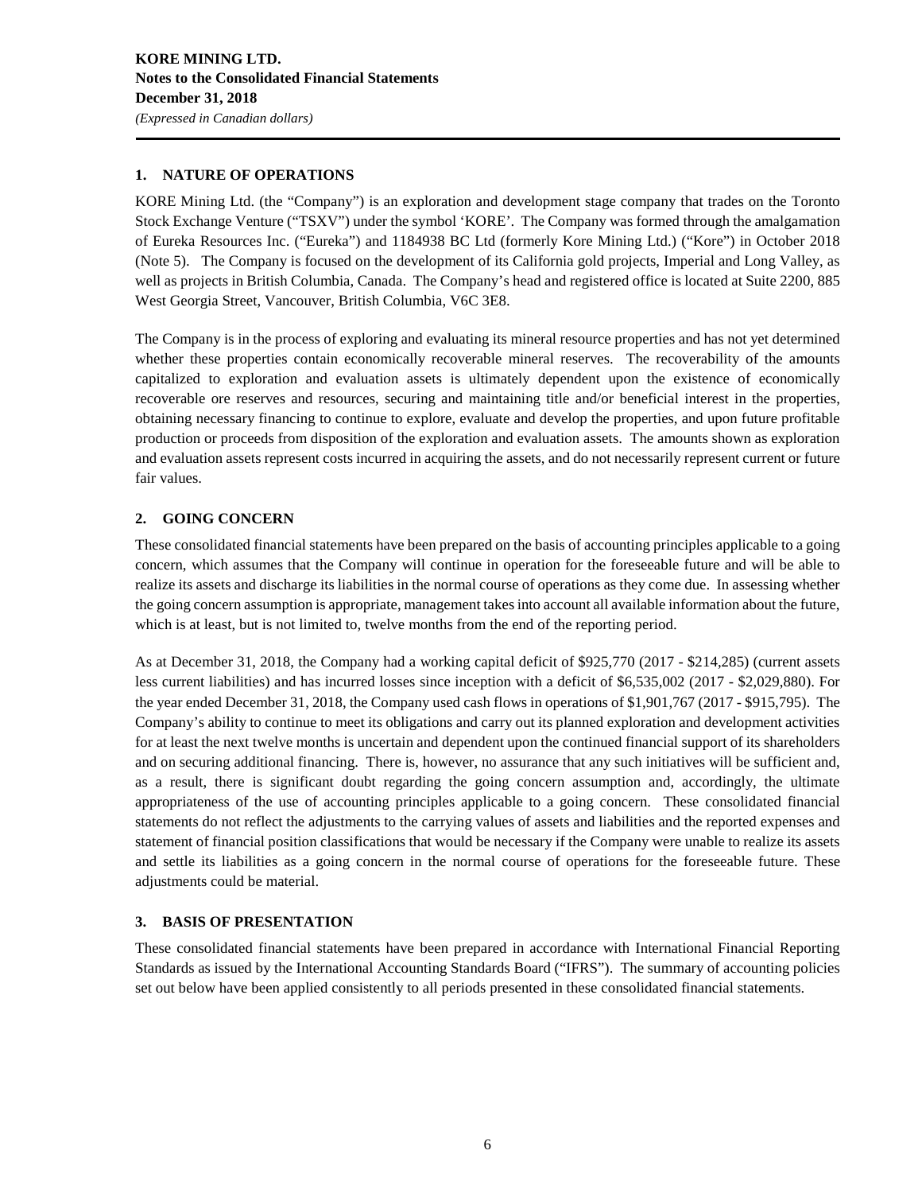## 1. NATURE OF OPERATIONS

KORE Mining Ltd. (the "Company") is an exploration and development stage company that trades on the Toronto Stock Exchange Venture ("TSXV") under the symbol 'KORE'. The Company was formed through the amalgamation of Eureka Resources Inc. ("Eureka") and 1184938 BC Ltd (formerly Kore Mining Ltd.) ("Kore") in October 2018 (Note 5). The Company is focused on the development of its California gold projects, Imperial and Long Valley, as well as projects in British Columbia, Canada. The Company's head and registered office is located at Suite 2200, 885 West Georgia Street, Vancouver, British Columbia, V6C 3E8.

The Company is in the process of exploring and evaluating its mineral resource properties and has not yet determined whether these properties contain economically recoverable mineral reserves. The recoverability of the amounts capitalized to exploration and evaluation assets is ultimately dependent upon the existence of economically recoverable ore reserves and resources, securing and maintaining title and/or beneficial interest in the properties, obtaining necessary financing to continue to explore, evaluate and develop the properties, and upon future profitable production or proceeds from disposition of the exploration and evaluation assets. The amounts shown as exploration and evaluation assets represent costs incurred in acquiring the assets, and do not necessarily represent current or future fair values.

## 2. GOING CONCERN

These consolidated financial statements have been prepared on the basis of accounting principles applicable to a going concern, which assumes that the Company will continue in operation for the foreseeable future and will be able to realize its assets and discharge its liabilities in the normal course of operations as they come due. In assessing whether the going concern assumption is appropriate, management takes into account all available information about the future, which is at least, but is not limited to, twelve months from the end of the reporting period.

As at December 31, 2018, the Company had a working capital deficit of $925,770 (2017 - $214,285) (current assets less current liabilities) and has incurred losses since inception with a deficit of $6,535,002 (2017 - $2,029,880). For the year ended December 31, 2018, the Company used cash flows in operations of $1,901,767 (2017 - $915,795). The Company's ability to continue to meet its obligations and carry out its planned exploration and development activities for at least the next twelve months is uncertain and dependent upon the continued financial support of its shareholders and on securing additional financing. There is, however, no assurance that any such initiatives will be sufficient and, as a result, there is significant doubt regarding the going concern assumption and, accordingly, the ultimate appropriateness of the use of accounting principles applicable to a going concern. These consolidated financial statements do not reflect the adjustments to the carrying values of assets and liabilities and the reported expenses and statement of financial position classifications that would be necessary if the Company were unable to realize its assets and settle its liabilities as a going concern in the normal course of operations for the foreseeable future. These adjustments could be material.

## 3. BASIS OF PRESENTATION

These consolidated financial statements have been prepared in accordance with International Financial Reporting Standards as issued by the International Accounting Standards Board ("IFRS"). The summary of accounting policies set out below have been applied consistently to all periods presented in these consolidated financial statements.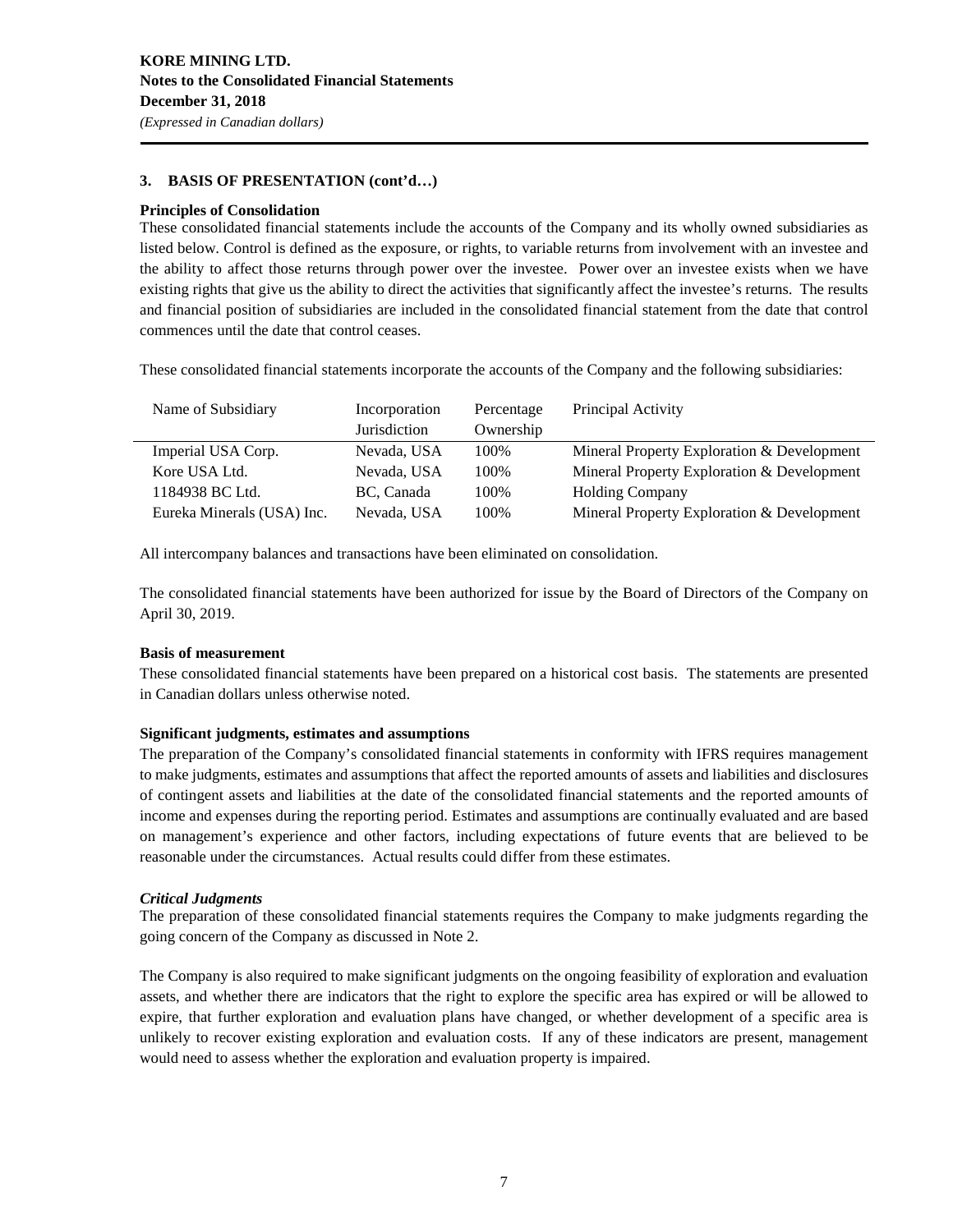## 3. BASIS OF PRESENTATION (cont'd…)

**Principles of Consolidation**

These consolidated financial statements include the accounts of the Company and its wholly owned subsidiaries as listed below. Control is defined as the exposure, or rights, to variable returns from involvement with an investee and the ability to affect those returns through power over the investee. Power over an investee exists when we have existing rights that give us the ability to direct the activities that significantly affect the investee's returns. The results and financial position of subsidiaries are included in the consolidated financial statement from the date that control commences until the date that control ceases.

These consolidated financial statements incorporate the accounts of the Company and the following subsidiaries:

| Name of Subsidiary | Incorporation Jurisdiction | Percentage Ownership | Principal Activity |
|---|---|---|---|
| Imperial USA Corp. | Nevada, USA | 100% | Mineral Property Exploration & Development |
| Kore USA Ltd. | Nevada, USA | 100% | Mineral Property Exploration & Development |
| 1184938 BC Ltd. | BC, Canada | 100% | Holding Company |
| Eureka Minerals (USA) Inc. | Nevada, USA | 100% | Mineral Property Exploration & Development |

All intercompany balances and transactions have been eliminated on consolidation.

The consolidated financial statements have been authorized for issue by the Board of Directors of the Company on April 30, 2019.

**Basis of measurement**

These consolidated financial statements have been prepared on a historical cost basis. The statements are presented in Canadian dollars unless otherwise noted.

**Significant judgments, estimates and assumptions**

The preparation of the Company's consolidated financial statements in conformity with IFRS requires management to make judgments, estimates and assumptions that affect the reported amounts of assets and liabilities and disclosures of contingent assets and liabilities at the date of the consolidated financial statements and the reported amounts of income and expenses during the reporting period. Estimates and assumptions are continually evaluated and are based on management's experience and other factors, including expectations of future events that are believed to be reasonable under the circumstances. Actual results could differ from these estimates.

***Critical Judgments***

The preparation of these consolidated financial statements requires the Company to make judgments regarding the going concern of the Company as discussed in Note 2.

The Company is also required to make significant judgments on the ongoing feasibility of exploration and evaluation assets, and whether there are indicators that the right to explore the specific area has expired or will be allowed to expire, that further exploration and evaluation plans have changed, or whether development of a specific area is unlikely to recover existing exploration and evaluation costs. If any of these indicators are present, management would need to assess whether the exploration and evaluation property is impaired.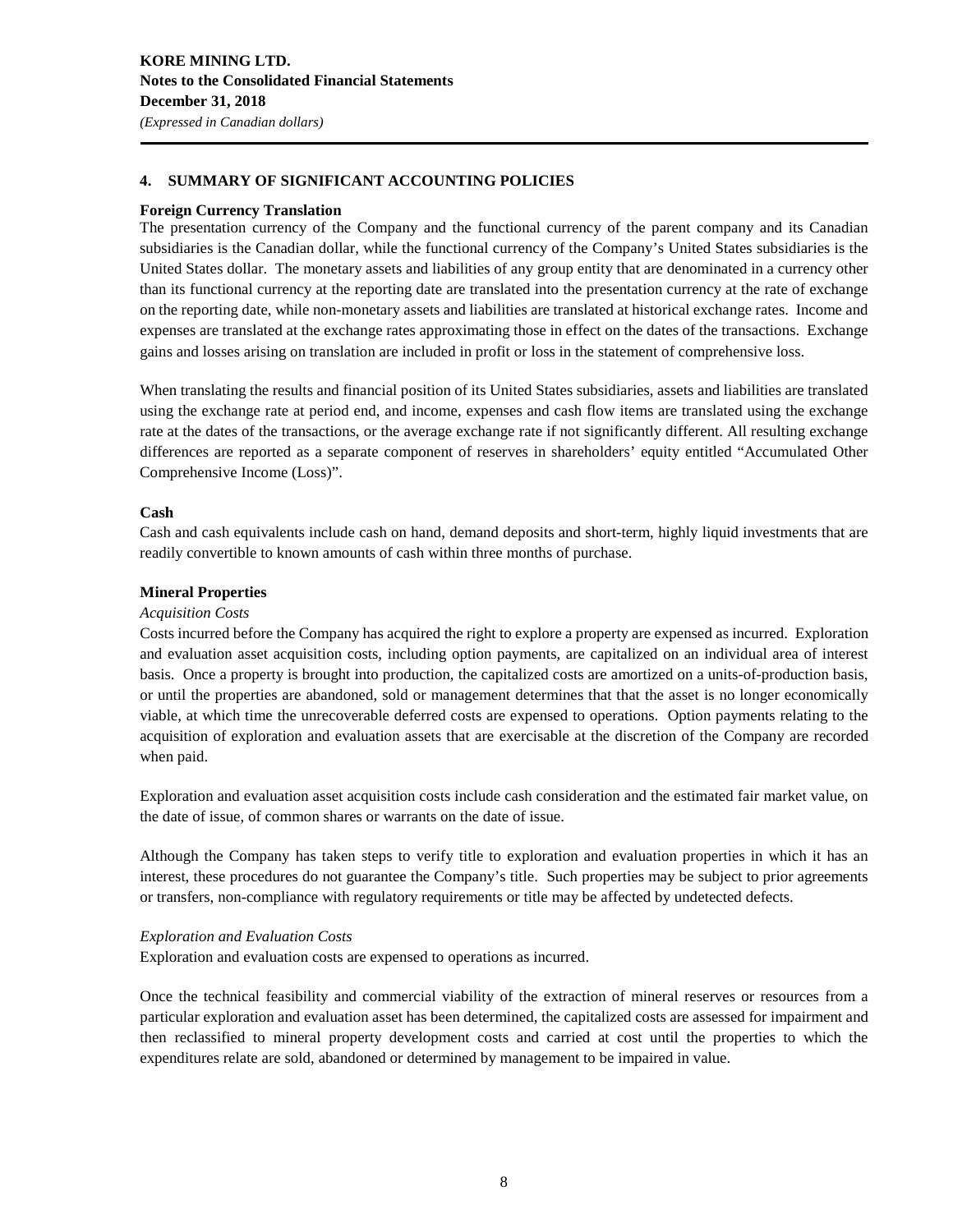## 4. SUMMARY OF SIGNIFICANT ACCOUNTING POLICIES

### Foreign Currency Translation

The presentation currency of the Company and the functional currency of the parent company and its Canadian subsidiaries is the Canadian dollar, while the functional currency of the Company's United States subsidiaries is the United States dollar. The monetary assets and liabilities of any group entity that are denominated in a currency other than its functional currency at the reporting date are translated into the presentation currency at the rate of exchange on the reporting date, while non-monetary assets and liabilities are translated at historical exchange rates. Income and expenses are translated at the exchange rates approximating those in effect on the dates of the transactions. Exchange gains and losses arising on translation are included in profit or loss in the statement of comprehensive loss.

When translating the results and financial position of its United States subsidiaries, assets and liabilities are translated using the exchange rate at period end, and income, expenses and cash flow items are translated using the exchange rate at the dates of the transactions, or the average exchange rate if not significantly different. All resulting exchange differences are reported as a separate component of reserves in shareholders' equity entitled "Accumulated Other Comprehensive Income (Loss)".

### Cash

Cash and cash equivalents include cash on hand, demand deposits and short-term, highly liquid investments that are readily convertible to known amounts of cash within three months of purchase.

### Mineral Properties

*Acquisition Costs*

Costs incurred before the Company has acquired the right to explore a property are expensed as incurred. Exploration and evaluation asset acquisition costs, including option payments, are capitalized on an individual area of interest basis. Once a property is brought into production, the capitalized costs are amortized on a units-of-production basis, or until the properties are abandoned, sold or management determines that that the asset is no longer economically viable, at which time the unrecoverable deferred costs are expensed to operations. Option payments relating to the acquisition of exploration and evaluation assets that are exercisable at the discretion of the Company are recorded when paid.

Exploration and evaluation asset acquisition costs include cash consideration and the estimated fair market value, on the date of issue, of common shares or warrants on the date of issue.

Although the Company has taken steps to verify title to exploration and evaluation properties in which it has an interest, these procedures do not guarantee the Company's title. Such properties may be subject to prior agreements or transfers, non-compliance with regulatory requirements or title may be affected by undetected defects.

*Exploration and Evaluation Costs*

Exploration and evaluation costs are expensed to operations as incurred.

Once the technical feasibility and commercial viability of the extraction of mineral reserves or resources from a particular exploration and evaluation asset has been determined, the capitalized costs are assessed for impairment and then reclassified to mineral property development costs and carried at cost until the properties to which the expenditures relate are sold, abandoned or determined by management to be impaired in value.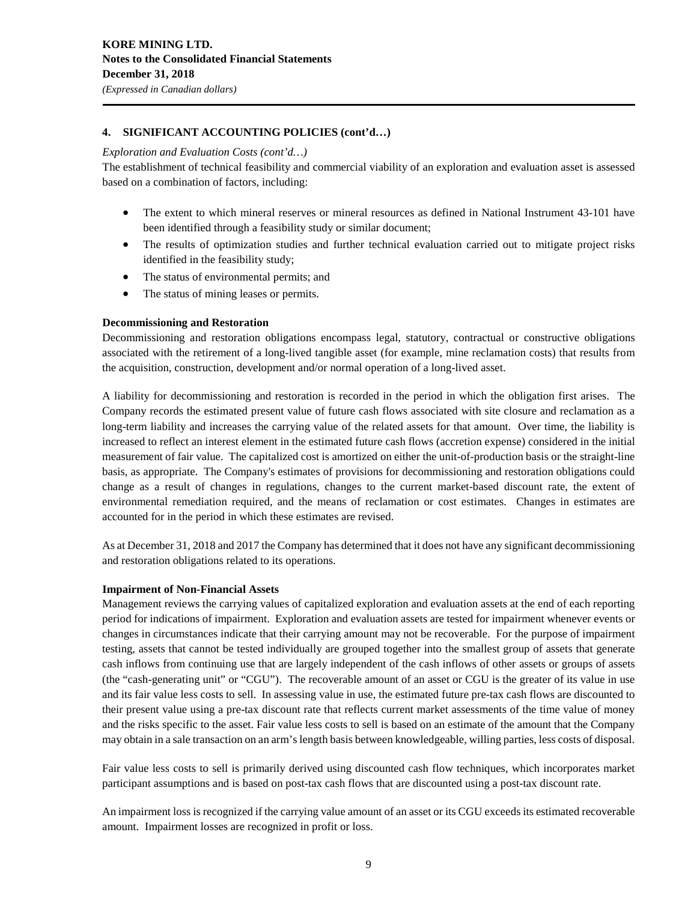## 4. SIGNIFICANT ACCOUNTING POLICIES (cont'd…)

*Exploration and Evaluation Costs (cont'd…)*

The establishment of technical feasibility and commercial viability of an exploration and evaluation asset is assessed based on a combination of factors, including:

- The extent to which mineral reserves or mineral resources as defined in National Instrument 43-101 have been identified through a feasibility study or similar document;
- The results of optimization studies and further technical evaluation carried out to mitigate project risks identified in the feasibility study;
- The status of environmental permits; and
- The status of mining leases or permits.

**Decommissioning and Restoration**

Decommissioning and restoration obligations encompass legal, statutory, contractual or constructive obligations associated with the retirement of a long-lived tangible asset (for example, mine reclamation costs) that results from the acquisition, construction, development and/or normal operation of a long-lived asset.

A liability for decommissioning and restoration is recorded in the period in which the obligation first arises. The Company records the estimated present value of future cash flows associated with site closure and reclamation as a long-term liability and increases the carrying value of the related assets for that amount. Over time, the liability is increased to reflect an interest element in the estimated future cash flows (accretion expense) considered in the initial measurement of fair value. The capitalized cost is amortized on either the unit-of-production basis or the straight-line basis, as appropriate. The Company's estimates of provisions for decommissioning and restoration obligations could change as a result of changes in regulations, changes to the current market-based discount rate, the extent of environmental remediation required, and the means of reclamation or cost estimates. Changes in estimates are accounted for in the period in which these estimates are revised.

As at December 31, 2018 and 2017 the Company has determined that it does not have any significant decommissioning and restoration obligations related to its operations.

**Impairment of Non-Financial Assets**

Management reviews the carrying values of capitalized exploration and evaluation assets at the end of each reporting period for indications of impairment. Exploration and evaluation assets are tested for impairment whenever events or changes in circumstances indicate that their carrying amount may not be recoverable. For the purpose of impairment testing, assets that cannot be tested individually are grouped together into the smallest group of assets that generate cash inflows from continuing use that are largely independent of the cash inflows of other assets or groups of assets (the "cash-generating unit" or "CGU"). The recoverable amount of an asset or CGU is the greater of its value in use and its fair value less costs to sell. In assessing value in use, the estimated future pre-tax cash flows are discounted to their present value using a pre-tax discount rate that reflects current market assessments of the time value of money and the risks specific to the asset. Fair value less costs to sell is based on an estimate of the amount that the Company may obtain in a sale transaction on an arm's length basis between knowledgeable, willing parties, less costs of disposal.

Fair value less costs to sell is primarily derived using discounted cash flow techniques, which incorporates market participant assumptions and is based on post-tax cash flows that are discounted using a post-tax discount rate.

An impairment loss is recognized if the carrying value amount of an asset or its CGU exceeds its estimated recoverable amount. Impairment losses are recognized in profit or loss.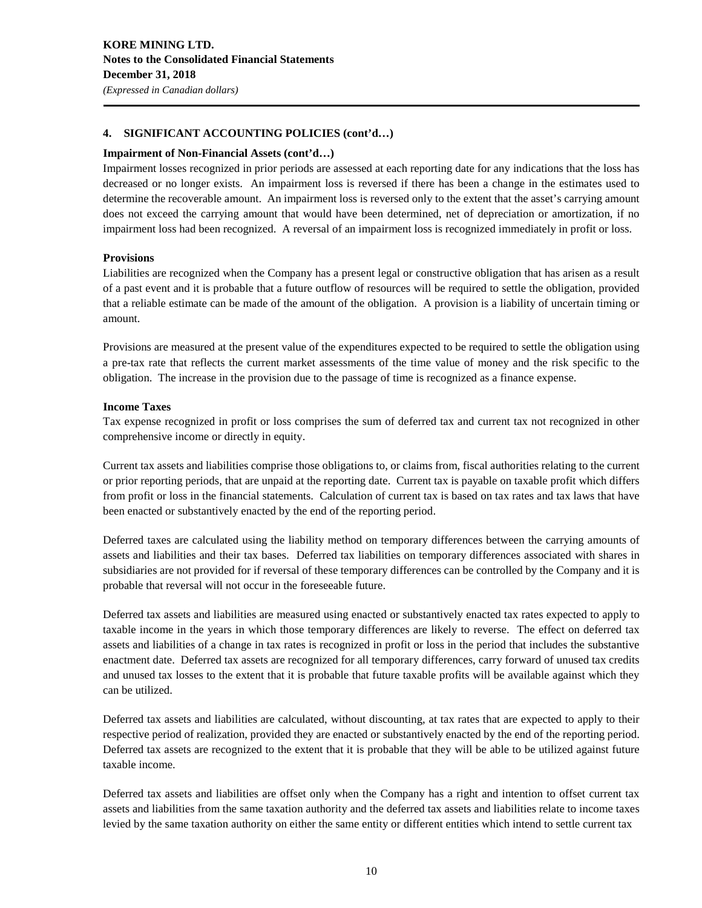## 4. SIGNIFICANT ACCOUNTING POLICIES (cont'd…)

**Impairment of Non-Financial Assets (cont'd…)**

Impairment losses recognized in prior periods are assessed at each reporting date for any indications that the loss has decreased or no longer exists. An impairment loss is reversed if there has been a change in the estimates used to determine the recoverable amount. An impairment loss is reversed only to the extent that the asset's carrying amount does not exceed the carrying amount that would have been determined, net of depreciation or amortization, if no impairment loss had been recognized. A reversal of an impairment loss is recognized immediately in profit or loss.

**Provisions**

Liabilities are recognized when the Company has a present legal or constructive obligation that has arisen as a result of a past event and it is probable that a future outflow of resources will be required to settle the obligation, provided that a reliable estimate can be made of the amount of the obligation. A provision is a liability of uncertain timing or amount.

Provisions are measured at the present value of the expenditures expected to be required to settle the obligation using a pre-tax rate that reflects the current market assessments of the time value of money and the risk specific to the obligation. The increase in the provision due to the passage of time is recognized as a finance expense.

**Income Taxes**

Tax expense recognized in profit or loss comprises the sum of deferred tax and current tax not recognized in other comprehensive income or directly in equity.

Current tax assets and liabilities comprise those obligations to, or claims from, fiscal authorities relating to the current or prior reporting periods, that are unpaid at the reporting date. Current tax is payable on taxable profit which differs from profit or loss in the financial statements. Calculation of current tax is based on tax rates and tax laws that have been enacted or substantively enacted by the end of the reporting period.

Deferred taxes are calculated using the liability method on temporary differences between the carrying amounts of assets and liabilities and their tax bases. Deferred tax liabilities on temporary differences associated with shares in subsidiaries are not provided for if reversal of these temporary differences can be controlled by the Company and it is probable that reversal will not occur in the foreseeable future.

Deferred tax assets and liabilities are measured using enacted or substantively enacted tax rates expected to apply to taxable income in the years in which those temporary differences are likely to reverse. The effect on deferred tax assets and liabilities of a change in tax rates is recognized in profit or loss in the period that includes the substantive enactment date. Deferred tax assets are recognized for all temporary differences, carry forward of unused tax credits and unused tax losses to the extent that it is probable that future taxable profits will be available against which they can be utilized.

Deferred tax assets and liabilities are calculated, without discounting, at tax rates that are expected to apply to their respective period of realization, provided they are enacted or substantively enacted by the end of the reporting period. Deferred tax assets are recognized to the extent that it is probable that they will be able to be utilized against future taxable income.

Deferred tax assets and liabilities are offset only when the Company has a right and intention to offset current tax assets and liabilities from the same taxation authority and the deferred tax assets and liabilities relate to income taxes levied by the same taxation authority on either the same entity or different entities which intend to settle current tax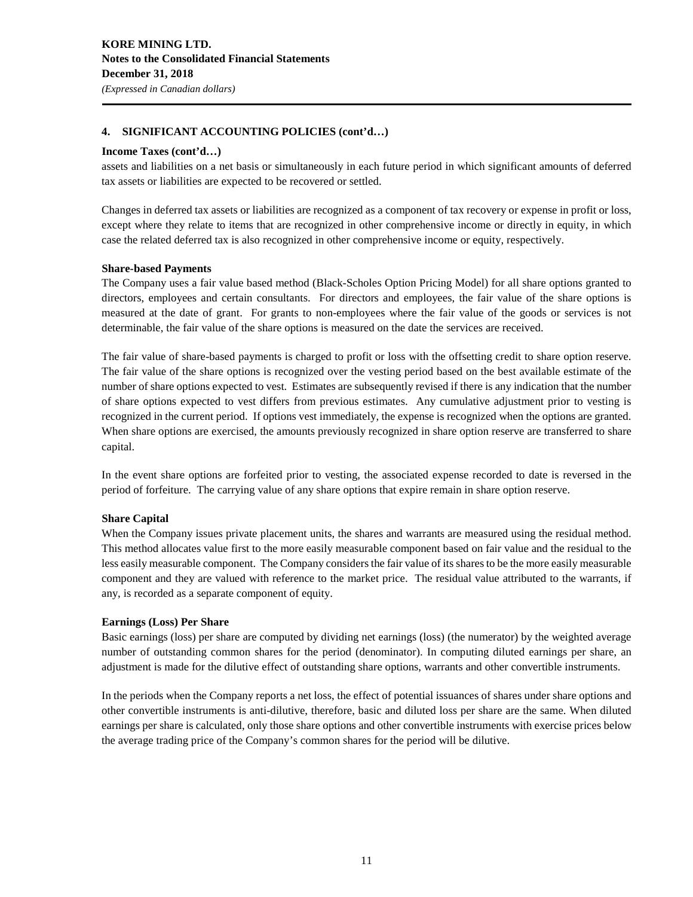## 4. SIGNIFICANT ACCOUNTING POLICIES (cont'd…)

**Income Taxes (cont'd…)**

assets and liabilities on a net basis or simultaneously in each future period in which significant amounts of deferred tax assets or liabilities are expected to be recovered or settled.

Changes in deferred tax assets or liabilities are recognized as a component of tax recovery or expense in profit or loss, except where they relate to items that are recognized in other comprehensive income or directly in equity, in which case the related deferred tax is also recognized in other comprehensive income or equity, respectively.

**Share-based Payments**

The Company uses a fair value based method (Black-Scholes Option Pricing Model) for all share options granted to directors, employees and certain consultants. For directors and employees, the fair value of the share options is measured at the date of grant. For grants to non-employees where the fair value of the goods or services is not determinable, the fair value of the share options is measured on the date the services are received.

The fair value of share-based payments is charged to profit or loss with the offsetting credit to share option reserve. The fair value of the share options is recognized over the vesting period based on the best available estimate of the number of share options expected to vest. Estimates are subsequently revised if there is any indication that the number of share options expected to vest differs from previous estimates. Any cumulative adjustment prior to vesting is recognized in the current period. If options vest immediately, the expense is recognized when the options are granted. When share options are exercised, the amounts previously recognized in share option reserve are transferred to share capital.

In the event share options are forfeited prior to vesting, the associated expense recorded to date is reversed in the period of forfeiture. The carrying value of any share options that expire remain in share option reserve.

**Share Capital**

When the Company issues private placement units, the shares and warrants are measured using the residual method. This method allocates value first to the more easily measurable component based on fair value and the residual to the less easily measurable component. The Company considers the fair value of its shares to be the more easily measurable component and they are valued with reference to the market price. The residual value attributed to the warrants, if any, is recorded as a separate component of equity.

**Earnings (Loss) Per Share**

Basic earnings (loss) per share are computed by dividing net earnings (loss) (the numerator) by the weighted average number of outstanding common shares for the period (denominator). In computing diluted earnings per share, an adjustment is made for the dilutive effect of outstanding share options, warrants and other convertible instruments.

In the periods when the Company reports a net loss, the effect of potential issuances of shares under share options and other convertible instruments is anti-dilutive, therefore, basic and diluted loss per share are the same. When diluted earnings per share is calculated, only those share options and other convertible instruments with exercise prices below the average trading price of the Company's common shares for the period will be dilutive.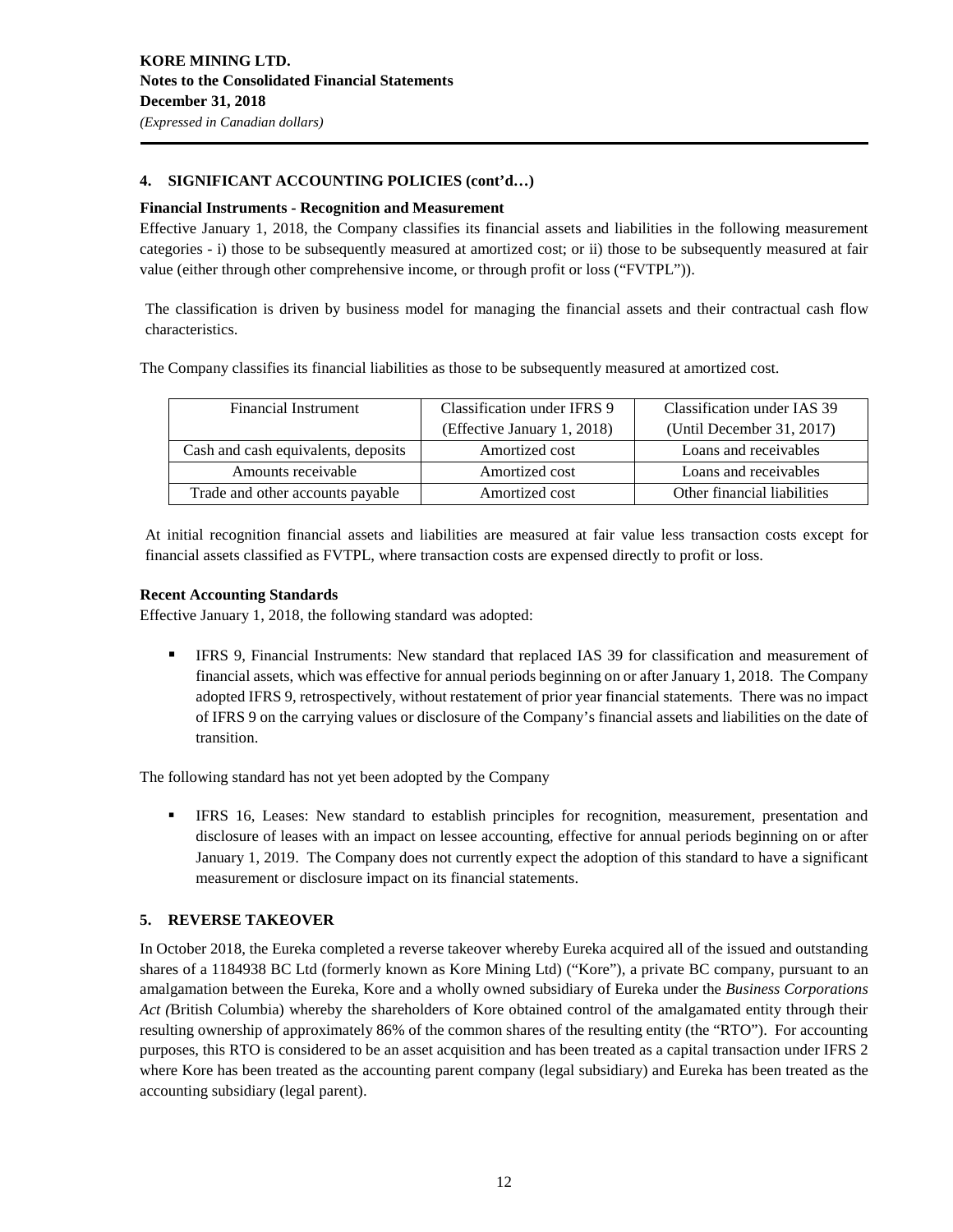## 4. SIGNIFICANT ACCOUNTING POLICIES (cont'd…)

### Financial Instruments - Recognition and Measurement

Effective January 1, 2018, the Company classifies its financial assets and liabilities in the following measurement categories - i) those to be subsequently measured at amortized cost; or ii) those to be subsequently measured at fair value (either through other comprehensive income, or through profit or loss ("FVTPL")).

The classification is driven by business model for managing the financial assets and their contractual cash flow characteristics.

The Company classifies its financial liabilities as those to be subsequently measured at amortized cost.

| Financial Instrument | Classification under IFRS 9 (Effective January 1, 2018) | Classification under IAS 39 (Until December 31, 2017) |
|---|---|---|
| Cash and cash equivalents, deposits | Amortized cost | Loans and receivables |
| Amounts receivable | Amortized cost | Loans and receivables |
| Trade and other accounts payable | Amortized cost | Other financial liabilities |

At initial recognition financial assets and liabilities are measured at fair value less transaction costs except for financial assets classified as FVTPL, where transaction costs are expensed directly to profit or loss.

### Recent Accounting Standards

Effective January 1, 2018, the following standard was adopted:

- IFRS 9, Financial Instruments: New standard that replaced IAS 39 for classification and measurement of financial assets, which was effective for annual periods beginning on or after January 1, 2018. The Company adopted IFRS 9, retrospectively, without restatement of prior year financial statements. There was no impact of IFRS 9 on the carrying values or disclosure of the Company's financial assets and liabilities on the date of transition.

The following standard has not yet been adopted by the Company

- IFRS 16, Leases: New standard to establish principles for recognition, measurement, presentation and disclosure of leases with an impact on lessee accounting, effective for annual periods beginning on or after January 1, 2019. The Company does not currently expect the adoption of this standard to have a significant measurement or disclosure impact on its financial statements.

## 5. REVERSE TAKEOVER

In October 2018, the Eureka completed a reverse takeover whereby Eureka acquired all of the issued and outstanding shares of a 1184938 BC Ltd (formerly known as Kore Mining Ltd) ("Kore"), a private BC company, pursuant to an amalgamation between the Eureka, Kore and a wholly owned subsidiary of Eureka under the *Business Corporations Act (*British Columbia) whereby the shareholders of Kore obtained control of the amalgamated entity through their resulting ownership of approximately 86% of the common shares of the resulting entity (the "RTO"). For accounting purposes, this RTO is considered to be an asset acquisition and has been treated as a capital transaction under IFRS 2 where Kore has been treated as the accounting parent company (legal subsidiary) and Eureka has been treated as the accounting subsidiary (legal parent).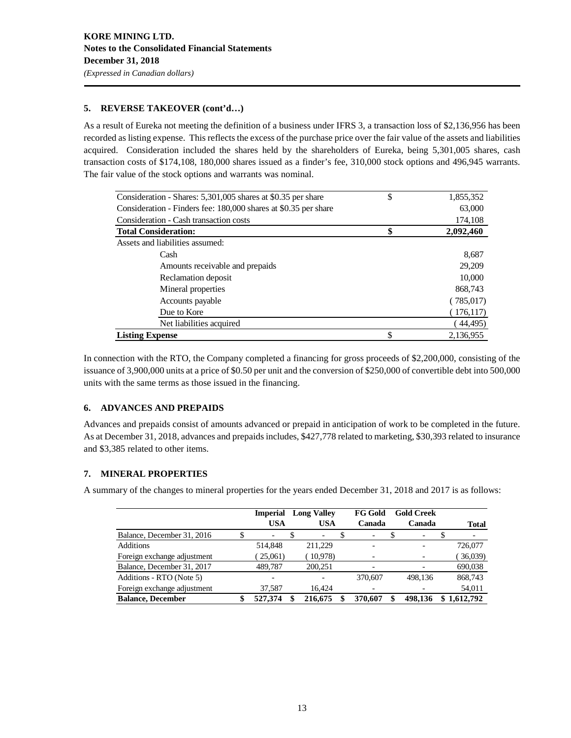## 5. REVERSE TAKEOVER (cont'd…)

As a result of Eureka not meeting the definition of a business under IFRS 3, a transaction loss of $2,136,956 has been recorded as listing expense. This reflects the excess of the purchase price over the fair value of the assets and liabilities acquired. Consideration included the shares held by the shareholders of Eureka, being 5,301,005 shares, cash transaction costs of $174,108, 180,000 shares issued as a finder's fee, 310,000 stock options and 496,945 warrants. The fair value of the stock options and warrants was nominal.

| | | |
|---|---|---|
| Consideration - Shares: 5,301,005 shares at $0.35 per share | $ | 1,855,352 |
| Consideration - Finders fee: 180,000 shares at $0.35 per share | | 63,000 |
| Consideration - Cash transaction costs | | 174,108 |
| **Total Consideration:** | **$** | **2,092,460** |
| Assets and liabilities assumed: | | |
| Cash | | 8,687 |
| Amounts receivable and prepaids | | 29,209 |
| Reclamation deposit | | 10,000 |
| Mineral properties | | 868,743 |
| Accounts payable | | ( 785,017) |
| Due to Kore | | ( 176,117) |
| Net liabilities acquired | | ( 44,495) |
| **Listing Expense** | $ | 2,136,955 |

In connection with the RTO, the Company completed a financing for gross proceeds of $2,200,000, consisting of the issuance of 3,900,000 units at a price of $0.50 per unit and the conversion of $250,000 of convertible debt into 500,000 units with the same terms as those issued in the financing.

## 6. ADVANCES AND PREPAIDS

Advances and prepaids consist of amounts advanced or prepaid in anticipation of work to be completed in the future. As at December 31, 2018, advances and prepaids includes, $427,778 related to marketing, $30,393 related to insurance and $3,385 related to other items.

## 7. MINERAL PROPERTIES

A summary of the changes to mineral properties for the years ended December 31, 2018 and 2017 is as follows:

| | Imperial USA | Long Valley USA | FG Gold Canada | Gold Creek Canada | Total |
|---|---|---|---|---|---|
| Balance, December 31, 2016 | $ - | $ - | $ - | $ - | $ - |
| Additions | 514,848 | 211,229 | - | - | 726,077 |
| Foreign exchange adjustment | ( 25,061) | ( 10,978) | - | - | ( 36,039) |
| Balance, December 31, 2017 | 489,787 | 200,251 | - | - | 690,038 |
| Additions - RTO (Note 5) | - | - | 370,607 | 498,136 | 868,743 |
| Foreign exchange adjustment | 37,587 | 16,424 | - | - | 54,011 |
| **Balance, December** | **$ 527,374** | **$ 216,675** | **$ 370,607** | **$ 498,136** | **$ 1,612,792** |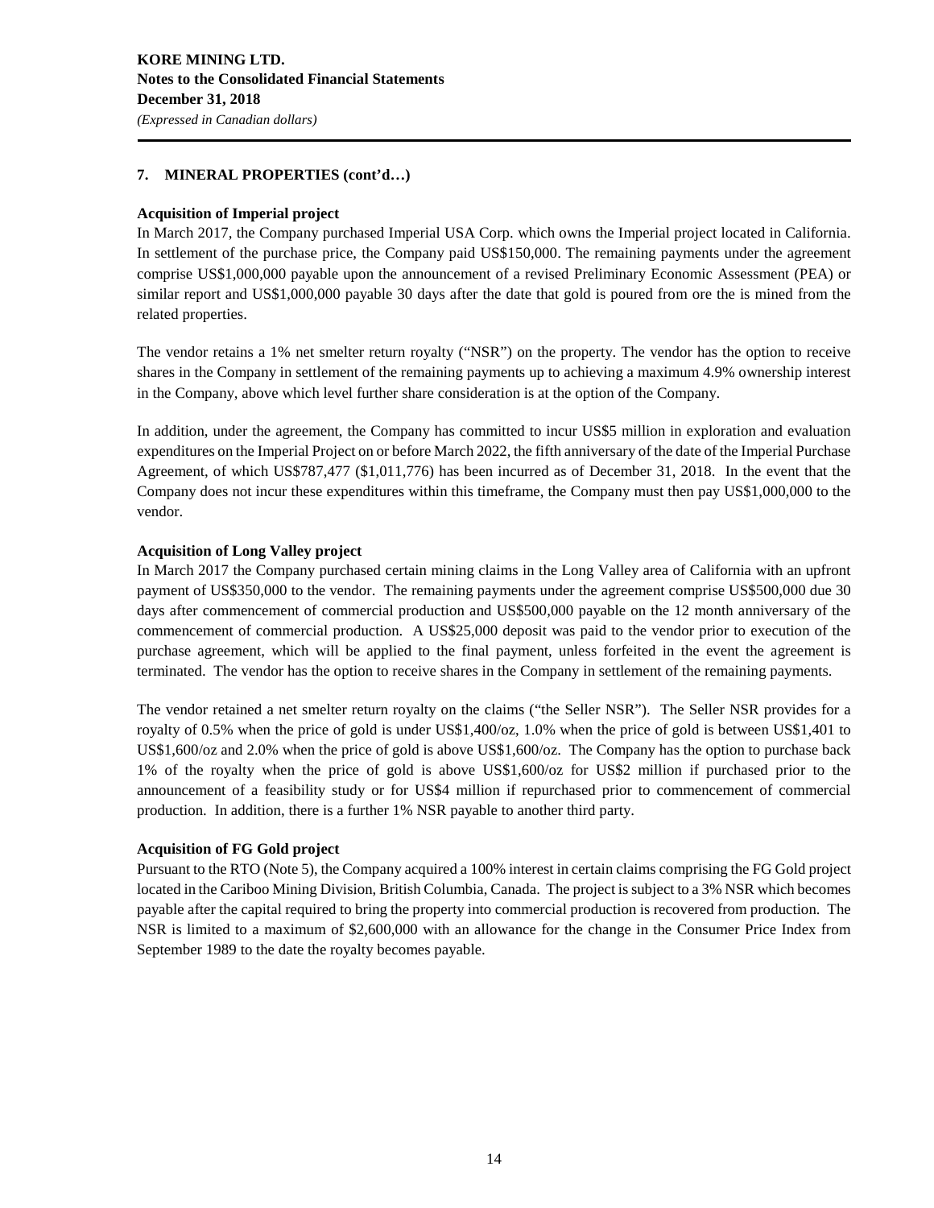## 7. MINERAL PROPERTIES (cont'd…)

**Acquisition of Imperial project**

In March 2017, the Company purchased Imperial USA Corp. which owns the Imperial project located in California. In settlement of the purchase price, the Company paid US$150,000. The remaining payments under the agreement comprise US$1,000,000 payable upon the announcement of a revised Preliminary Economic Assessment (PEA) or similar report and US$1,000,000 payable 30 days after the date that gold is poured from ore the is mined from the related properties.

The vendor retains a 1% net smelter return royalty ("NSR") on the property. The vendor has the option to receive shares in the Company in settlement of the remaining payments up to achieving a maximum 4.9% ownership interest in the Company, above which level further share consideration is at the option of the Company.

In addition, under the agreement, the Company has committed to incur US$5 million in exploration and evaluation expenditures on the Imperial Project on or before March 2022, the fifth anniversary of the date of the Imperial Purchase Agreement, of which US$787,477 ($1,011,776) has been incurred as of December 31, 2018. In the event that the Company does not incur these expenditures within this timeframe, the Company must then pay US$1,000,000 to the vendor.

**Acquisition of Long Valley project**

In March 2017 the Company purchased certain mining claims in the Long Valley area of California with an upfront payment of US$350,000 to the vendor. The remaining payments under the agreement comprise US$500,000 due 30 days after commencement of commercial production and US$500,000 payable on the 12 month anniversary of the commencement of commercial production. A US$25,000 deposit was paid to the vendor prior to execution of the purchase agreement, which will be applied to the final payment, unless forfeited in the event the agreement is terminated. The vendor has the option to receive shares in the Company in settlement of the remaining payments.

The vendor retained a net smelter return royalty on the claims ("the Seller NSR"). The Seller NSR provides for a royalty of 0.5% when the price of gold is under US$1,400/oz, 1.0% when the price of gold is between US$1,401 to US$1,600/oz and 2.0% when the price of gold is above US$1,600/oz. The Company has the option to purchase back 1% of the royalty when the price of gold is above US$1,600/oz for US$2 million if purchased prior to the announcement of a feasibility study or for US$4 million if repurchased prior to commencement of commercial production. In addition, there is a further 1% NSR payable to another third party.

**Acquisition of FG Gold project**

Pursuant to the RTO (Note 5), the Company acquired a 100% interest in certain claims comprising the FG Gold project located in the Cariboo Mining Division, British Columbia, Canada. The project is subject to a 3% NSR which becomes payable after the capital required to bring the property into commercial production is recovered from production. The NSR is limited to a maximum of $2,600,000 with an allowance for the change in the Consumer Price Index from September 1989 to the date the royalty becomes payable.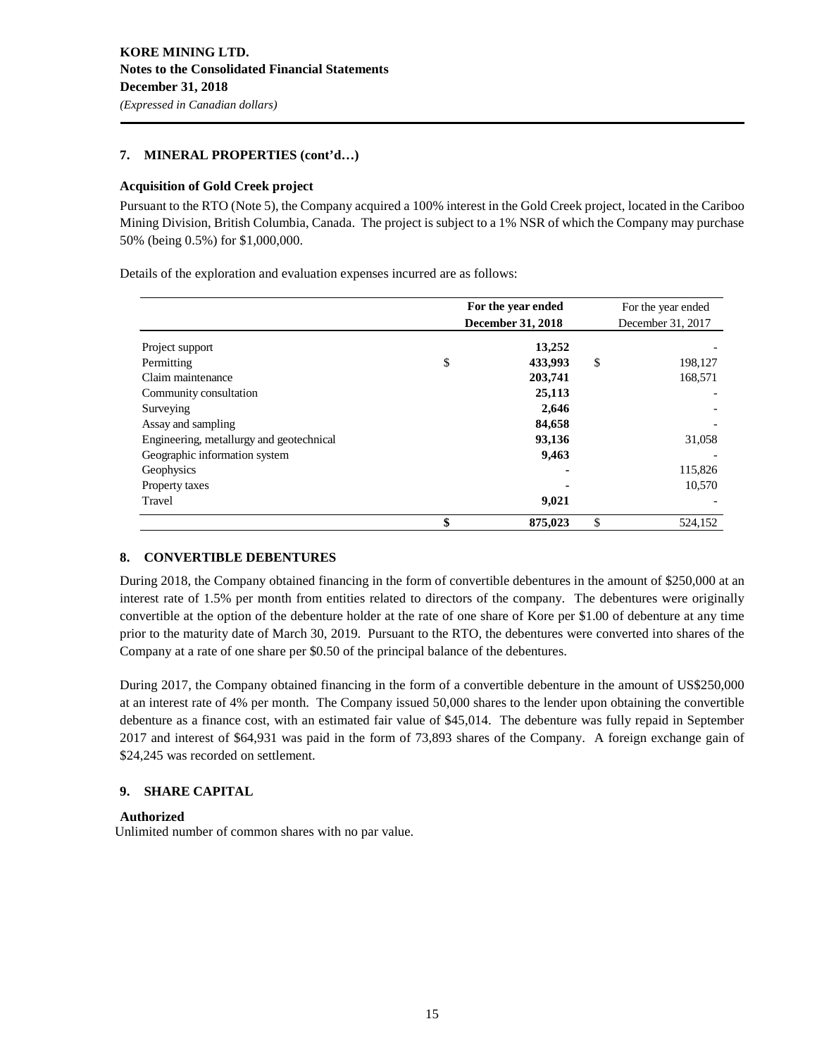**KORE MINING LTD.**
**Notes to the Consolidated Financial Statements**
**December 31, 2018**
*(Expressed in Canadian dollars)*

## 7. MINERAL PROPERTIES (cont'd…)

### Acquisition of Gold Creek project

Pursuant to the RTO (Note 5), the Company acquired a 100% interest in the Gold Creek project, located in the Cariboo Mining Division, British Columbia, Canada. The project is subject to a 1% NSR of which the Company may purchase 50% (being 0.5%) for $1,000,000.

Details of the exploration and evaluation expenses incurred are as follows:

| | **For the year ended December 31, 2018** | For the year ended December 31, 2017 |
|---|---|---|
| Project support | **13,252** | - |
| Permitting | $ **433,993** | $ 198,127 |
| Claim maintenance | **203,741** | 168,571 |
| Community consultation | **25,113** | - |
| Surveying | **2,646** | - |
| Assay and sampling | **84,658** | - |
| Engineering, metallurgy and geotechnical | **93,136** | 31,058 |
| Geographic information system | **9,463** | - |
| Geophysics | **-** | 115,826 |
| Property taxes | **-** | 10,570 |
| Travel | **9,021** | - |
| | **$ 875,023** | $ 524,152 |

## 8. CONVERTIBLE DEBENTURES

During 2018, the Company obtained financing in the form of convertible debentures in the amount of $250,000 at an interest rate of 1.5% per month from entities related to directors of the company. The debentures were originally convertible at the option of the debenture holder at the rate of one share of Kore per $1.00 of debenture at any time prior to the maturity date of March 30, 2019. Pursuant to the RTO, the debentures were converted into shares of the Company at a rate of one share per $0.50 of the principal balance of the debentures.

During 2017, the Company obtained financing in the form of a convertible debenture in the amount of US$250,000 at an interest rate of 4% per month. The Company issued 50,000 shares to the lender upon obtaining the convertible debenture as a finance cost, with an estimated fair value of $45,014. The debenture was fully repaid in September 2017 and interest of $64,931 was paid in the form of 73,893 shares of the Company. A foreign exchange gain of $24,245 was recorded on settlement.

## 9. SHARE CAPITAL

### Authorized

Unlimited number of common shares with no par value.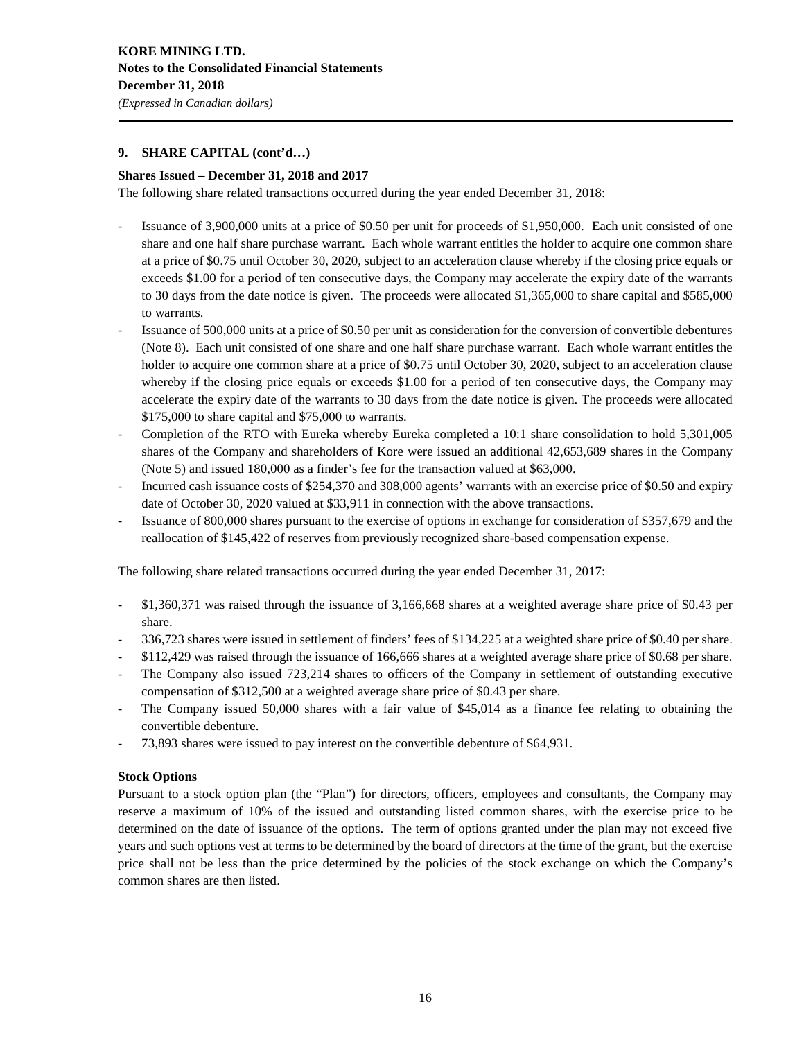## 9. SHARE CAPITAL (cont'd…)

**Shares Issued – December 31, 2018 and 2017**

The following share related transactions occurred during the year ended December 31, 2018:

- Issuance of 3,900,000 units at a price of $0.50 per unit for proceeds of $1,950,000. Each unit consisted of one share and one half share purchase warrant. Each whole warrant entitles the holder to acquire one common share at a price of $0.75 until October 30, 2020, subject to an acceleration clause whereby if the closing price equals or exceeds $1.00 for a period of ten consecutive days, the Company may accelerate the expiry date of the warrants to 30 days from the date notice is given. The proceeds were allocated $1,365,000 to share capital and $585,000 to warrants.
- Issuance of 500,000 units at a price of $0.50 per unit as consideration for the conversion of convertible debentures (Note 8). Each unit consisted of one share and one half share purchase warrant. Each whole warrant entitles the holder to acquire one common share at a price of $0.75 until October 30, 2020, subject to an acceleration clause whereby if the closing price equals or exceeds $1.00 for a period of ten consecutive days, the Company may accelerate the expiry date of the warrants to 30 days from the date notice is given. The proceeds were allocated $175,000 to share capital and $75,000 to warrants.
- Completion of the RTO with Eureka whereby Eureka completed a 10:1 share consolidation to hold 5,301,005 shares of the Company and shareholders of Kore were issued an additional 42,653,689 shares in the Company (Note 5) and issued 180,000 as a finder's fee for the transaction valued at $63,000.
- Incurred cash issuance costs of $254,370 and 308,000 agents' warrants with an exercise price of $0.50 and expiry date of October 30, 2020 valued at $33,911 in connection with the above transactions.
- Issuance of 800,000 shares pursuant to the exercise of options in exchange for consideration of $357,679 and the reallocation of $145,422 of reserves from previously recognized share-based compensation expense.

The following share related transactions occurred during the year ended December 31, 2017:

- $1,360,371 was raised through the issuance of 3,166,668 shares at a weighted average share price of $0.43 per share.
- 336,723 shares were issued in settlement of finders' fees of $134,225 at a weighted share price of $0.40 per share.
- $112,429 was raised through the issuance of 166,666 shares at a weighted average share price of $0.68 per share.
- The Company also issued 723,214 shares to officers of the Company in settlement of outstanding executive compensation of $312,500 at a weighted average share price of $0.43 per share.
- The Company issued 50,000 shares with a fair value of $45,014 as a finance fee relating to obtaining the convertible debenture.
- 73,893 shares were issued to pay interest on the convertible debenture of $64,931.

**Stock Options**

Pursuant to a stock option plan (the "Plan") for directors, officers, employees and consultants, the Company may reserve a maximum of 10% of the issued and outstanding listed common shares, with the exercise price to be determined on the date of issuance of the options. The term of options granted under the plan may not exceed five years and such options vest at terms to be determined by the board of directors at the time of the grant, but the exercise price shall not be less than the price determined by the policies of the stock exchange on which the Company's common shares are then listed.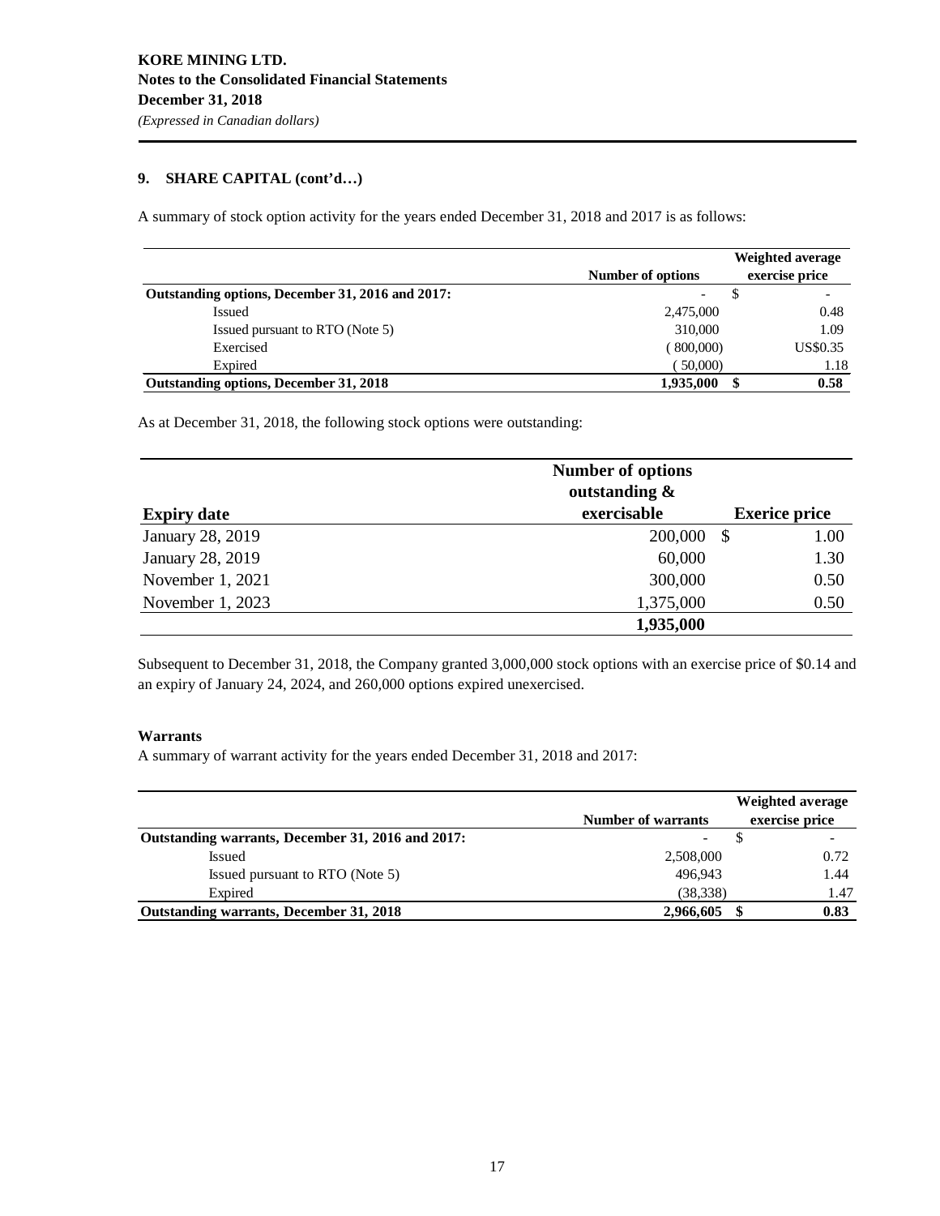**KORE MINING LTD.**
**Notes to the Consolidated Financial Statements**
**December 31, 2018**
*(Expressed in Canadian dollars)*

### 9. SHARE CAPITAL (cont'd…)

A summary of stock option activity for the years ended December 31, 2018 and 2017 is as follows:

| | Number of options | Weighted average exercise price |
|---|---|---|
| **Outstanding options, December 31, 2016 and 2017:** | - | $ - |
| Issued | 2,475,000 | 0.48 |
| Issued pursuant to RTO (Note 5) | 310,000 | 1.09 |
| Exercised | (800,000) | US$0.35 |
| Expired | (50,000) | 1.18 |
| **Outstanding options, December 31, 2018** | **1,935,000** | **$ 0.58** |

As at December 31, 2018, the following stock options were outstanding:

| Expiry date | Number of options outstanding & exercisable | Exerice price |
|---|---|---|
| January 28, 2019 | 200,000 | $ 1.00 |
| January 28, 2019 | 60,000 | 1.30 |
| November 1, 2021 | 300,000 | 0.50 |
| November 1, 2023 | 1,375,000 | 0.50 |
| | **1,935,000** | |

Subsequent to December 31, 2018, the Company granted 3,000,000 stock options with an exercise price of $0.14 and an expiry of January 24, 2024, and 260,000 options expired unexercised.

**Warrants**

A summary of warrant activity for the years ended December 31, 2018 and 2017:

| | Number of warrants | Weighted average exercise price |
|---|---|---|
| **Outstanding warrants, December 31, 2016 and 2017:** | - | $ - |
| Issued | 2,508,000 | 0.72 |
| Issued pursuant to RTO (Note 5) | 496,943 | 1.44 |
| Expired | (38,338) | 1.47 |
| **Outstanding warrants, December 31, 2018** | **2,966,605** | **$ 0.83** |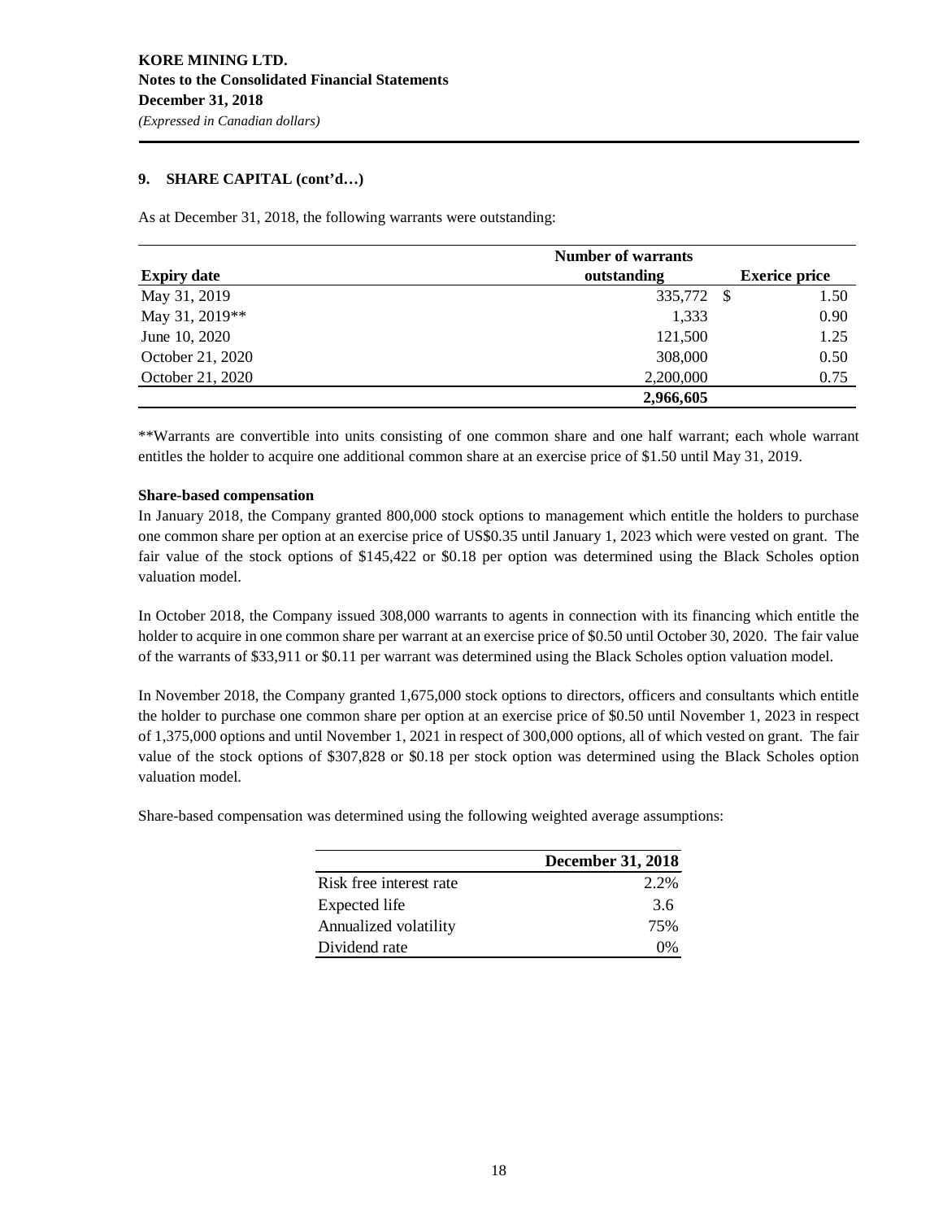## 9. SHARE CAPITAL (cont'd…)

As at December 31, 2018, the following warrants were outstanding:

| Expiry date | Number of warrants outstanding | Exerice price |
|---|---|---|
| May 31, 2019 | 335,772 | $ 1.50 |
| May 31, 2019** | 1,333 | 0.90 |
| June 10, 2020 | 121,500 | 1.25 |
| October 21, 2020 | 308,000 | 0.50 |
| October 21, 2020 | 2,200,000 | 0.75 |
| | **2,966,605** | |

**Warrants are convertible into units consisting of one common share and one half warrant; each whole warrant entitles the holder to acquire one additional common share at an exercise price of $1.50 until May 31, 2019.

**Share-based compensation**

In January 2018, the Company granted 800,000 stock options to management which entitle the holders to purchase one common share per option at an exercise price of US$0.35 until January 1, 2023 which were vested on grant. The fair value of the stock options of $145,422 or $0.18 per option was determined using the Black Scholes option valuation model.

In October 2018, the Company issued 308,000 warrants to agents in connection with its financing which entitle the holder to acquire in one common share per warrant at an exercise price of $0.50 until October 30, 2020. The fair value of the warrants of $33,911 or $0.11 per warrant was determined using the Black Scholes option valuation model.

In November 2018, the Company granted 1,675,000 stock options to directors, officers and consultants which entitle the holder to purchase one common share per option at an exercise price of $0.50 until November 1, 2023 in respect of 1,375,000 options and until November 1, 2021 in respect of 300,000 options, all of which vested on grant. The fair value of the stock options of $307,828 or $0.18 per stock option was determined using the Black Scholes option valuation model.

Share-based compensation was determined using the following weighted average assumptions:

| | December 31, 2018 |
|---|---|
| Risk free interest rate | 2.2% |
| Expected life | 3.6 |
| Annualized volatility | 75% |
| Dividend rate | 0% |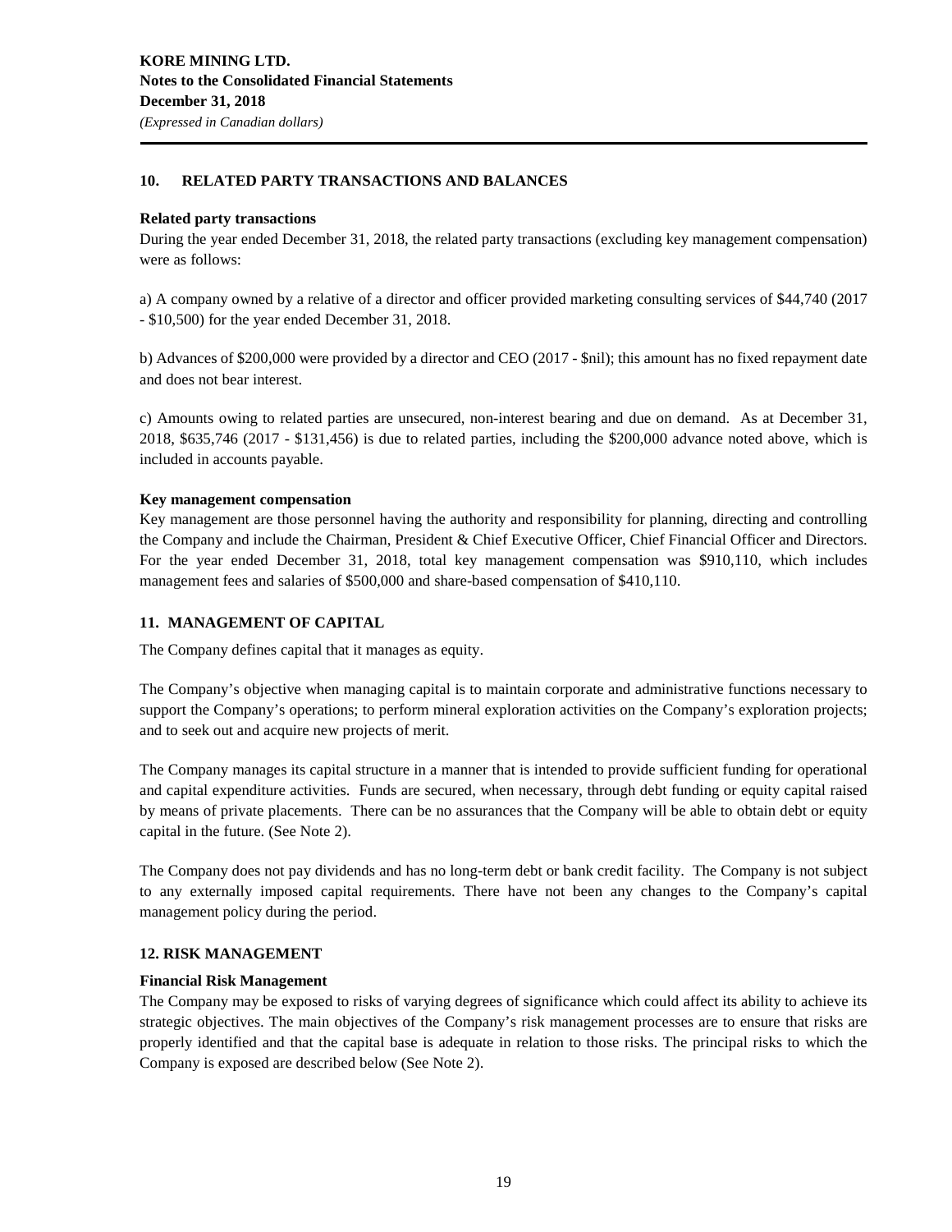## 10. RELATED PARTY TRANSACTIONS AND BALANCES

**Related party transactions**

During the year ended December 31, 2018, the related party transactions (excluding key management compensation) were as follows:

a) A company owned by a relative of a director and officer provided marketing consulting services of $44,740 (2017 - $10,500) for the year ended December 31, 2018.

b) Advances of $200,000 were provided by a director and CEO (2017 - $nil); this amount has no fixed repayment date and does not bear interest.

c) Amounts owing to related parties are unsecured, non-interest bearing and due on demand. As at December 31, 2018, $635,746 (2017 - $131,456) is due to related parties, including the $200,000 advance noted above, which is included in accounts payable.

**Key management compensation**

Key management are those personnel having the authority and responsibility for planning, directing and controlling the Company and include the Chairman, President & Chief Executive Officer, Chief Financial Officer and Directors. For the year ended December 31, 2018, total key management compensation was $910,110, which includes management fees and salaries of $500,000 and share-based compensation of $410,110.

## 11. MANAGEMENT OF CAPITAL

The Company defines capital that it manages as equity.

The Company's objective when managing capital is to maintain corporate and administrative functions necessary to support the Company's operations; to perform mineral exploration activities on the Company's exploration projects; and to seek out and acquire new projects of merit.

The Company manages its capital structure in a manner that is intended to provide sufficient funding for operational and capital expenditure activities. Funds are secured, when necessary, through debt funding or equity capital raised by means of private placements. There can be no assurances that the Company will be able to obtain debt or equity capital in the future. (See Note 2).

The Company does not pay dividends and has no long-term debt or bank credit facility. The Company is not subject to any externally imposed capital requirements. There have not been any changes to the Company's capital management policy during the period.

## 12. RISK MANAGEMENT

**Financial Risk Management**

The Company may be exposed to risks of varying degrees of significance which could affect its ability to achieve its strategic objectives. The main objectives of the Company's risk management processes are to ensure that risks are properly identified and that the capital base is adequate in relation to those risks. The principal risks to which the Company is exposed are described below (See Note 2).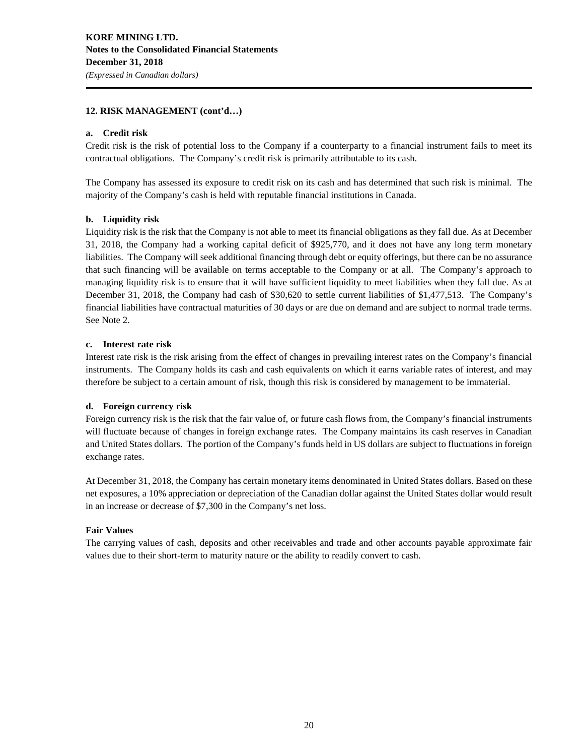## 12. RISK MANAGEMENT (cont'd…)

### a. Credit risk

Credit risk is the risk of potential loss to the Company if a counterparty to a financial instrument fails to meet its contractual obligations. The Company's credit risk is primarily attributable to its cash.

The Company has assessed its exposure to credit risk on its cash and has determined that such risk is minimal. The majority of the Company's cash is held with reputable financial institutions in Canada.

### b. Liquidity risk

Liquidity risk is the risk that the Company is not able to meet its financial obligations as they fall due. As at December 31, 2018, the Company had a working capital deficit of $925,770, and it does not have any long term monetary liabilities. The Company will seek additional financing through debt or equity offerings, but there can be no assurance that such financing will be available on terms acceptable to the Company or at all. The Company's approach to managing liquidity risk is to ensure that it will have sufficient liquidity to meet liabilities when they fall due. As at December 31, 2018, the Company had cash of $30,620 to settle current liabilities of $1,477,513. The Company's financial liabilities have contractual maturities of 30 days or are due on demand and are subject to normal trade terms. See Note 2.

### c. Interest rate risk

Interest rate risk is the risk arising from the effect of changes in prevailing interest rates on the Company's financial instruments. The Company holds its cash and cash equivalents on which it earns variable rates of interest, and may therefore be subject to a certain amount of risk, though this risk is considered by management to be immaterial.

### d. Foreign currency risk

Foreign currency risk is the risk that the fair value of, or future cash flows from, the Company's financial instruments will fluctuate because of changes in foreign exchange rates. The Company maintains its cash reserves in Canadian and United States dollars. The portion of the Company's funds held in US dollars are subject to fluctuations in foreign exchange rates.

At December 31, 2018, the Company has certain monetary items denominated in United States dollars. Based on these net exposures, a 10% appreciation or depreciation of the Canadian dollar against the United States dollar would result in an increase or decrease of $7,300 in the Company's net loss.

### Fair Values

The carrying values of cash, deposits and other receivables and trade and other accounts payable approximate fair values due to their short-term to maturity nature or the ability to readily convert to cash.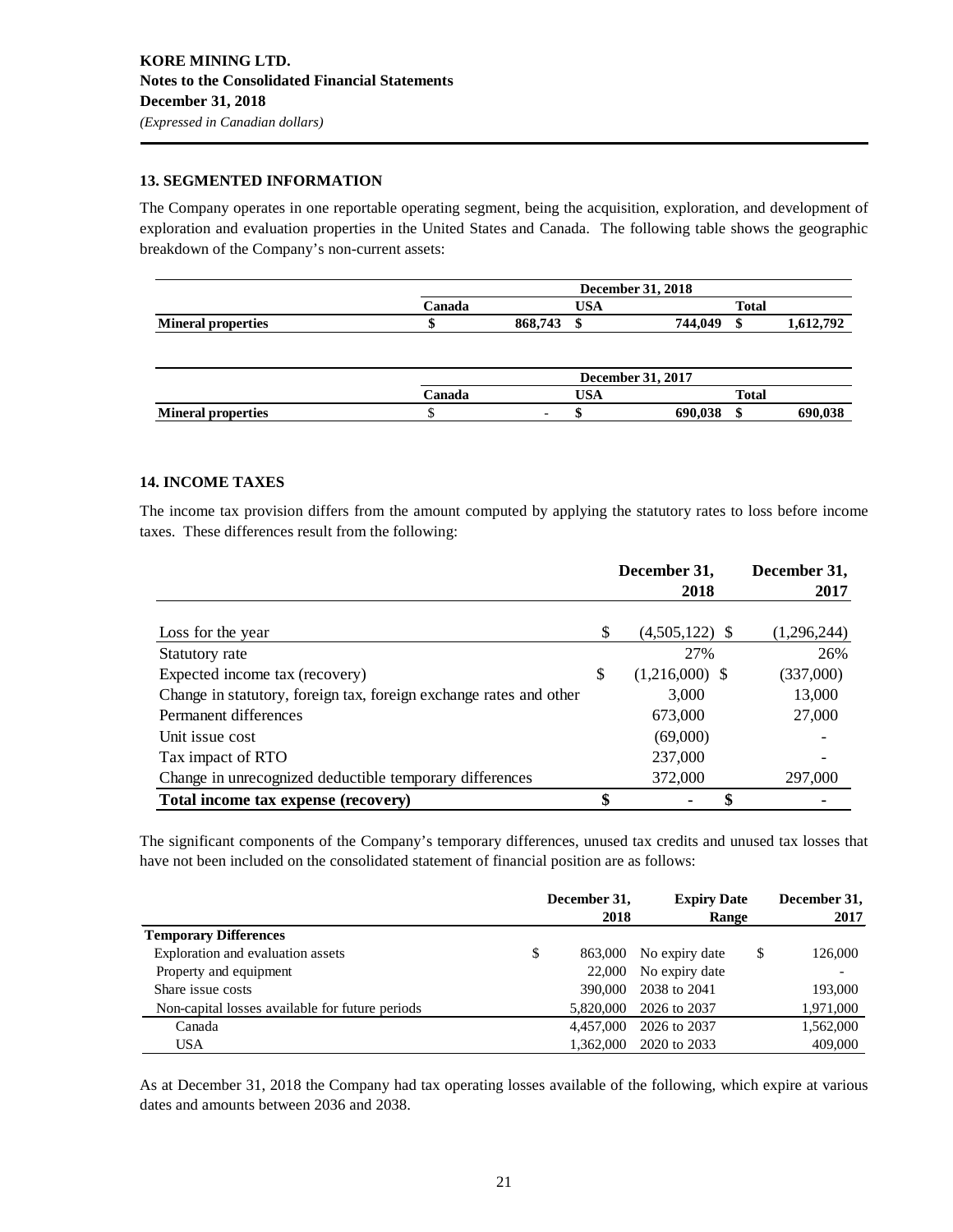## 13. SEGMENTED INFORMATION

The Company operates in one reportable operating segment, being the acquisition, exploration, and development of exploration and evaluation properties in the United States and Canada. The following table shows the geographic breakdown of the Company's non-current assets:

| | December 31, 2018 | | |
|---|---|---|---|
| | Canada | USA | Total |
| **Mineral properties** | **$ 868,743** | **$ 744,049** | **$ 1,612,792** |

| | December 31, 2017 | | |
|---|---|---|---|
| | Canada | USA | Total |
| **Mineral properties** | **$ -** | **$ 690,038** | **$ 690,038** |

## 14. INCOME TAXES

The income tax provision differs from the amount computed by applying the statutory rates to loss before income taxes. These differences result from the following:

| | December 31, 2018 | December 31, 2017 |
|---|---|---|
| Loss for the year | $ (4,505,122) | $ (1,296,244) |
| Statutory rate | 27% | 26% |
| Expected income tax (recovery) | $ (1,216,000) | $ (337,000) |
| Change in statutory, foreign tax, foreign exchange rates and other | 3,000 | 13,000 |
| Permanent differences | 673,000 | 27,000 |
| Unit issue cost | (69,000) | - |
| Tax impact of RTO | 237,000 | - |
| Change in unrecognized deductible temporary differences | 372,000 | 297,000 |
| **Total income tax expense (recovery)** | **$ -** | **$ -** |

The significant components of the Company's temporary differences, unused tax credits and unused tax losses that have not been included on the consolidated statement of financial position are as follows:

| | December 31, 2018 | Expiry Date Range | December 31, 2017 |
|---|---|---|---|
| **Temporary Differences** | | | |
| Exploration and evaluation assets | $ 863,000 | No expiry date | $ 126,000 |
| Property and equipment | 22,000 | No expiry date | - |
| Share issue costs | 390,000 | 2038 to 2041 | 193,000 |
| Non-capital losses available for future periods | 5,820,000 | 2026 to 2037 | 1,971,000 |
| Canada | 4,457,000 | 2026 to 2037 | 1,562,000 |
| USA | 1,362,000 | 2020 to 2033 | 409,000 |

As at December 31, 2018 the Company had tax operating losses available of the following, which expire at various dates and amounts between 2036 and 2038.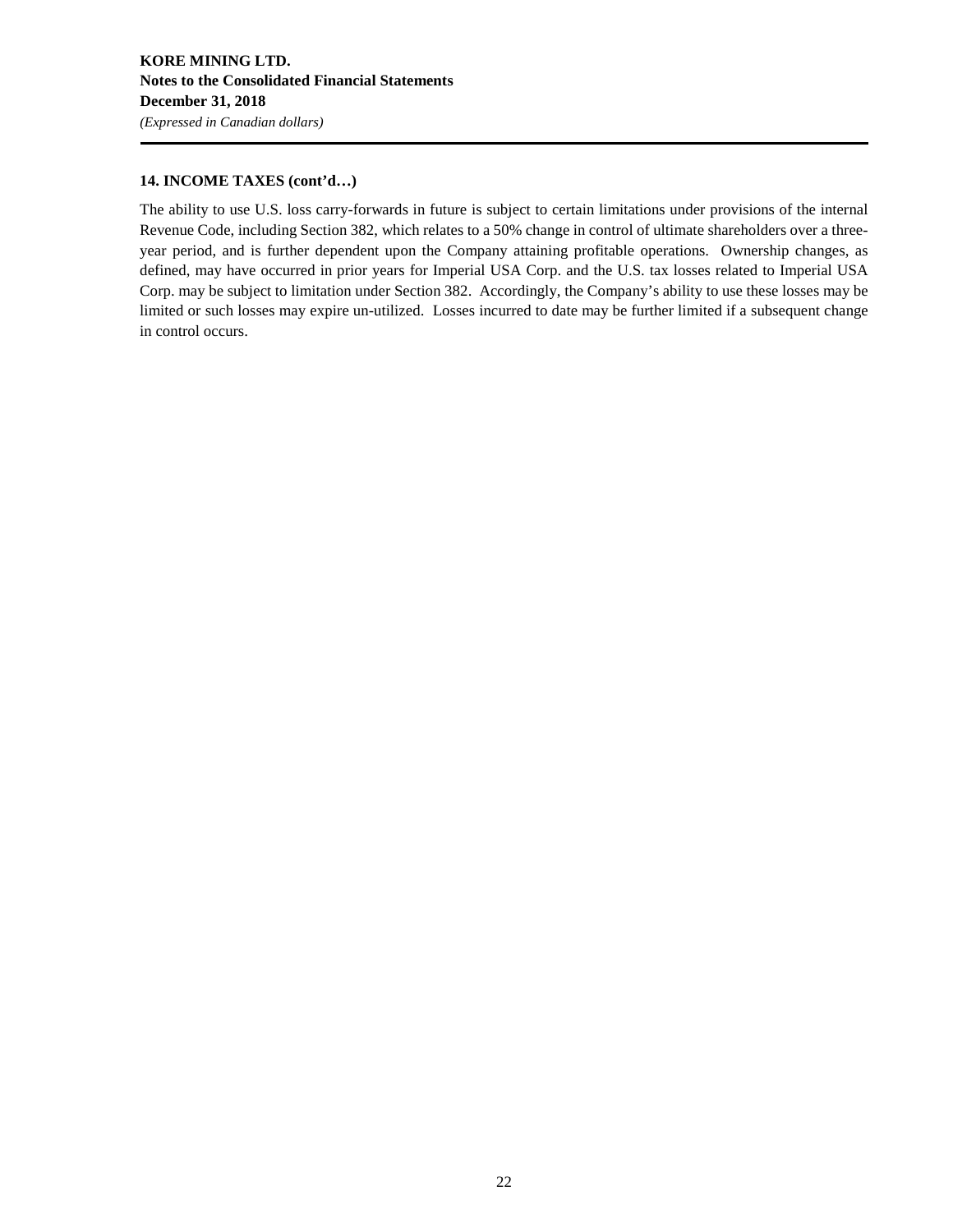## 14. INCOME TAXES (cont'd…)

The ability to use U.S. loss carry-forwards in future is subject to certain limitations under provisions of the internal Revenue Code, including Section 382, which relates to a 50% change in control of ultimate shareholders over a three-year period, and is further dependent upon the Company attaining profitable operations. Ownership changes, as defined, may have occurred in prior years for Imperial USA Corp. and the U.S. tax losses related to Imperial USA Corp. may be subject to limitation under Section 382. Accordingly, the Company's ability to use these losses may be limited or such losses may expire un-utilized. Losses incurred to date may be further limited if a subsequent change in control occurs.